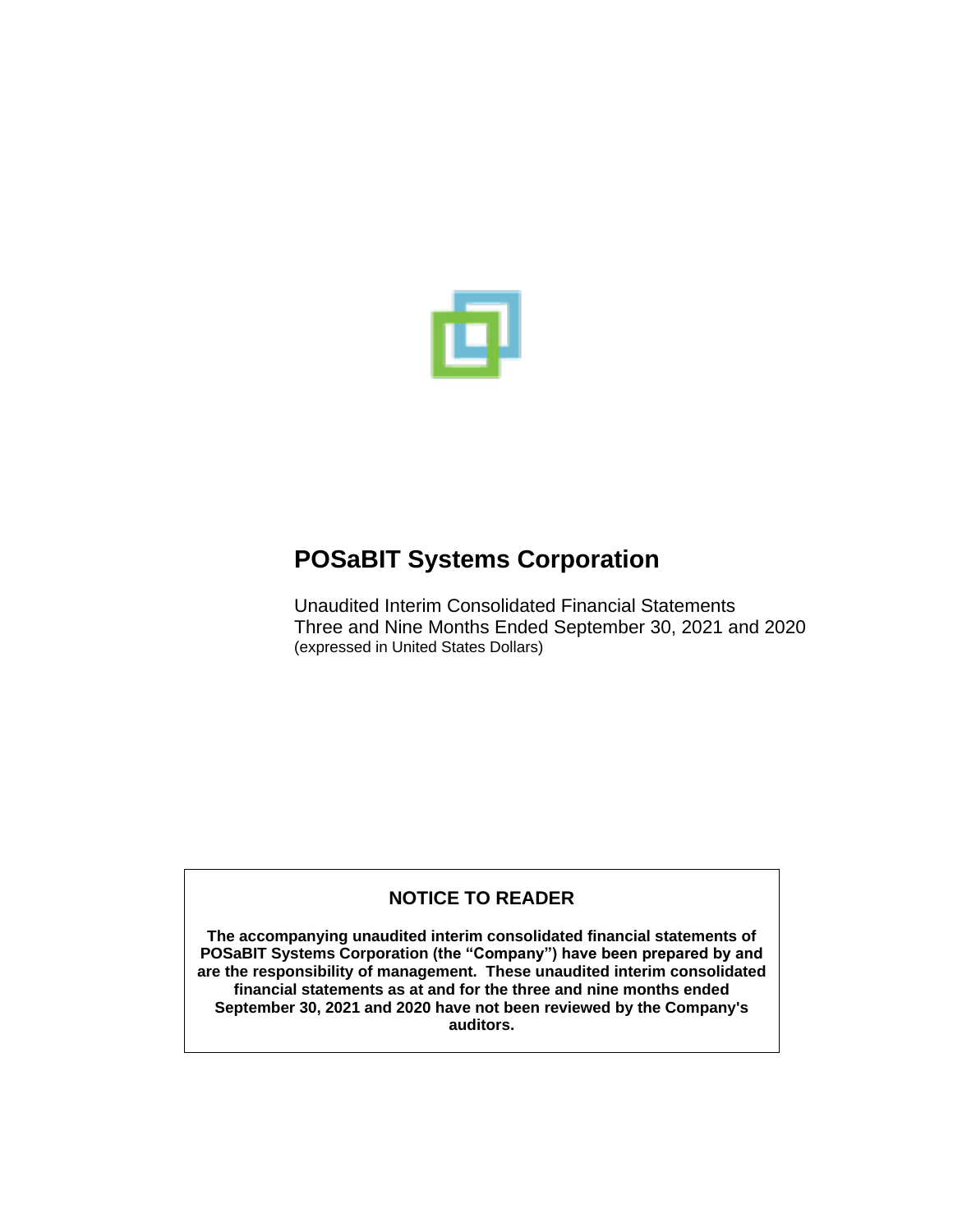# POSaBIT Systems Corporation

Unaudited Interim Consolidated Financial Statements
Three and Nine Months Ended September 30, 2021 and 2020
(expressed in United States Dollars)

## NOTICE TO READER

**The accompanying unaudited interim consolidated financial statements of POSaBIT Systems Corporation (the "Company") have been prepared by and are the responsibility of management. These unaudited interim consolidated financial statements as at and for the three and nine months ended September 30, 2021 and 2020 have not been reviewed by the Company's auditors.**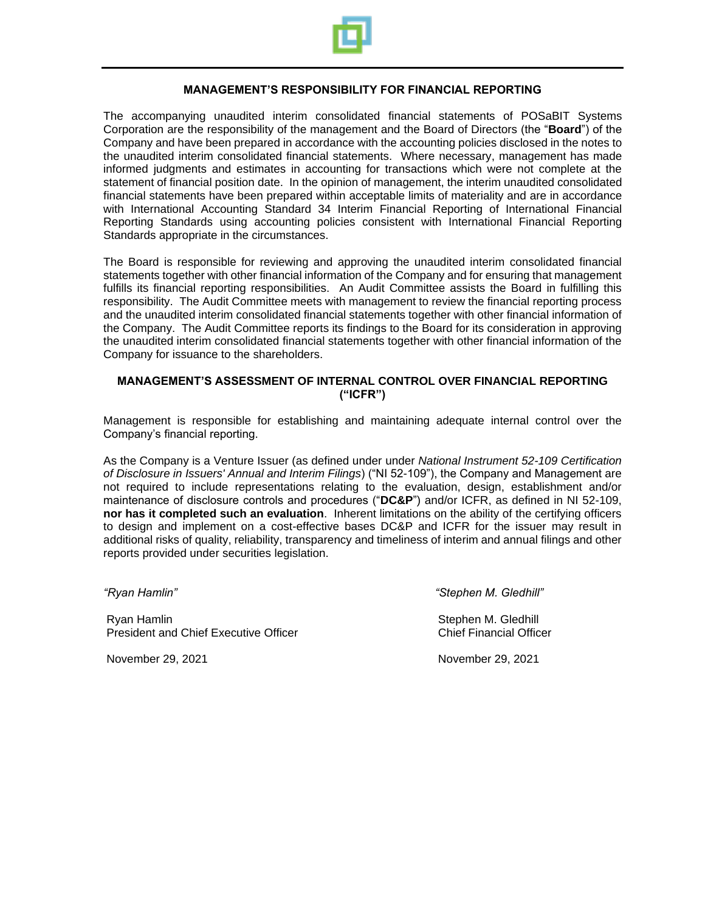## MANAGEMENT'S RESPONSIBILITY FOR FINANCIAL REPORTING

The accompanying unaudited interim consolidated financial statements of POSaBIT Systems Corporation are the responsibility of the management and the Board of Directors (the "**Board**") of the Company and have been prepared in accordance with the accounting policies disclosed in the notes to the unaudited interim consolidated financial statements. Where necessary, management has made informed judgments and estimates in accounting for transactions which were not complete at the statement of financial position date. In the opinion of management, the interim unaudited consolidated financial statements have been prepared within acceptable limits of materiality and are in accordance with International Accounting Standard 34 Interim Financial Reporting of International Financial Reporting Standards using accounting policies consistent with International Financial Reporting Standards appropriate in the circumstances.

The Board is responsible for reviewing and approving the unaudited interim consolidated financial statements together with other financial information of the Company and for ensuring that management fulfills its financial reporting responsibilities. An Audit Committee assists the Board in fulfilling this responsibility. The Audit Committee meets with management to review the financial reporting process and the unaudited interim consolidated financial statements together with other financial information of the Company. The Audit Committee reports its findings to the Board for its consideration in approving the unaudited interim consolidated financial statements together with other financial information of the Company for issuance to the shareholders.

## MANAGEMENT'S ASSESSMENT OF INTERNAL CONTROL OVER FINANCIAL REPORTING ("ICFR")

Management is responsible for establishing and maintaining adequate internal control over the Company's financial reporting.

As the Company is a Venture Issuer (as defined under under *National Instrument 52-109 Certification of Disclosure in Issuers' Annual and Interim Filings*) ("NI 52-109"), the Company and Management are not required to include representations relating to the evaluation, design, establishment and/or maintenance of disclosure controls and procedures ("**DC&P**") and/or ICFR, as defined in NI 52-109, **nor has it completed such an evaluation**. Inherent limitations on the ability of the certifying officers to design and implement on a cost-effective bases DC&P and ICFR for the issuer may result in additional risks of quality, reliability, transparency and timeliness of interim and annual filings and other reports provided under securities legislation.

*"Ryan Hamlin"*

Ryan Hamlin
President and Chief Executive Officer

November 29, 2021

*"Stephen M. Gledhill"*

Stephen M. Gledhill
Chief Financial Officer

November 29, 2021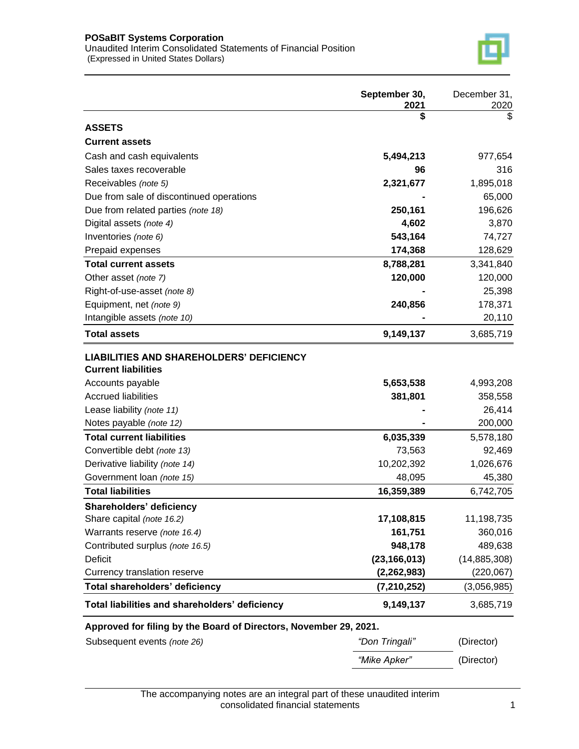**POSaBIT Systems Corporation**
Unaudited Interim Consolidated Statements of Financial Position
(Expressed in United States Dollars)

| | **September 30, 2021** | December 31, 2020 |
|---|---|---|
| | **$** | $ |
| **ASSETS** | | |
| **Current assets** | | |
| Cash and cash equivalents | **5,494,213** | 977,654 |
| Sales taxes recoverable | **96** | 316 |
| Receivables *(note 5)* | **2,321,677** | 1,895,018 |
| Due from sale of discontinued operations | **-** | 65,000 |
| Due from related parties *(note 18)* | **250,161** | 196,626 |
| Digital assets *(note 4)* | **4,602** | 3,870 |
| Inventories *(note 6)* | **543,164** | 74,727 |
| Prepaid expenses | **174,368** | 128,629 |
| **Total current assets** | **8,788,281** | 3,341,840 |
| Other asset *(note 7)* | **120,000** | 120,000 |
| Right-of-use-asset *(note 8)* | **-** | 25,398 |
| Equipment, net *(note 9)* | **240,856** | 178,371 |
| Intangible assets *(note 10)* | **-** | 20,110 |
| **Total assets** | **9,149,137** | 3,685,719 |
| **LIABILITIES AND SHAREHOLDERS' DEFICIENCY** | | |
| **Current liabilities** | | |
| Accounts payable | **5,653,538** | 4,993,208 |
| Accrued liabilities | **381,801** | 358,558 |
| Lease liability *(note 11)* | **-** | 26,414 |
| Notes payable *(note 12)* | **-** | 200,000 |
| **Total current liabilities** | **6,035,339** | 5,578,180 |
| Convertible debt *(note 13)* | 73,563 | 92,469 |
| Derivative liability *(note 14)* | 10,202,392 | 1,026,676 |
| Government loan *(note 15)* | 48,095 | 45,380 |
| **Total liabilities** | **16,359,389** | 6,742,705 |
| **Shareholders' deficiency** | | |
| Share capital *(note 16.2)* | **17,108,815** | 11,198,735 |
| Warrants reserve *(note 16.4)* | **161,751** | 360,016 |
| Contributed surplus *(note 16.5)* | **948,178** | 489,638 |
| Deficit | **(23,166,013)** | (14,885,308) |
| Currency translation reserve | **(2,262,983)** | (220,067) |
| **Total shareholders' deficiency** | **(7,210,252)** | (3,056,985) |
| **Total liabilities and shareholders' deficiency** | **9,149,137** | 3,685,719 |

**Approved for filing by the Board of Directors, November 29, 2021.**

Subsequent events *(note 26)*

*"Don Tringali"* (Director)

*"Mike Apker"* (Director)

The accompanying notes are an integral part of these unaudited interim consolidated financial statements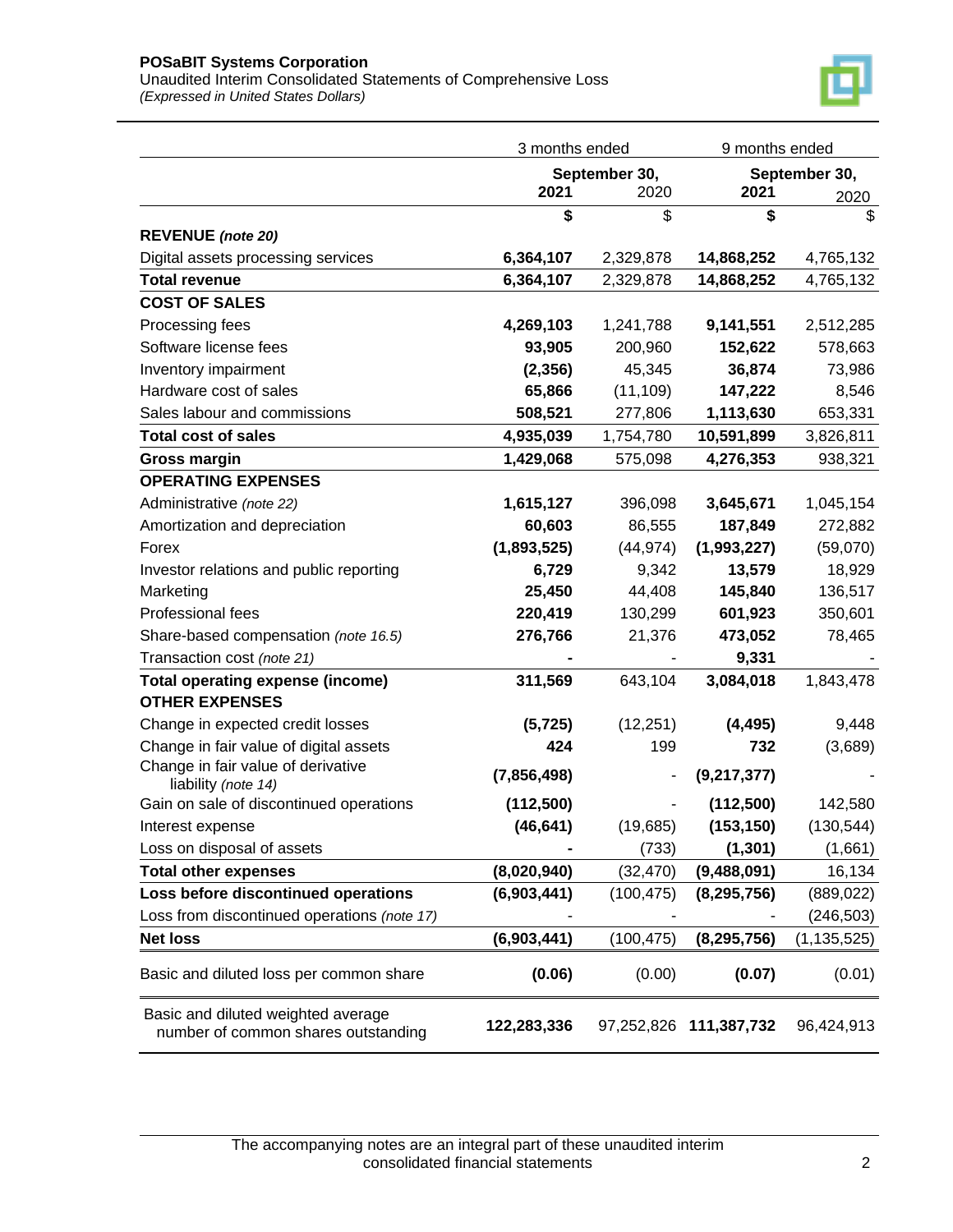**POSaBIT Systems Corporation**
Unaudited Interim Consolidated Statements of Comprehensive Loss
*(Expressed in United States Dollars)*

| | 3 months ended | | 9 months ended | |
|---|---|---|---|---|
| | September 30, | | September 30, | |
| | **2021** | 2020 | **2021** | 2020 |
| | **$** | $ | **$** | $ |
| **REVENUE** *(note 20)* | | | | |
| Digital assets processing services | **6,364,107** | 2,329,878 | **14,868,252** | 4,765,132 |
| **Total revenue** | **6,364,107** | 2,329,878 | **14,868,252** | 4,765,132 |
| **COST OF SALES** | | | | |
| Processing fees | **4,269,103** | 1,241,788 | **9,141,551** | 2,512,285 |
| Software license fees | **93,905** | 200,960 | **152,622** | 578,663 |
| Inventory impairment | **(2,356)** | 45,345 | **36,874** | 73,986 |
| Hardware cost of sales | **65,866** | (11,109) | **147,222** | 8,546 |
| Sales labour and commissions | **508,521** | 277,806 | **1,113,630** | 653,331 |
| **Total cost of sales** | **4,935,039** | 1,754,780 | **10,591,899** | 3,826,811 |
| **Gross margin** | **1,429,068** | 575,098 | **4,276,353** | 938,321 |
| **OPERATING EXPENSES** | | | | |
| Administrative *(note 22)* | **1,615,127** | 396,098 | **3,645,671** | 1,045,154 |
| Amortization and depreciation | **60,603** | 86,555 | **187,849** | 272,882 |
| Forex | **(1,893,525)** | (44,974) | **(1,993,227)** | (59,070) |
| Investor relations and public reporting | **6,729** | 9,342 | **13,579** | 18,929 |
| Marketing | **25,450** | 44,408 | **145,840** | 136,517 |
| Professional fees | **220,419** | 130,299 | **601,923** | 350,601 |
| Share-based compensation *(note 16.5)* | **276,766** | 21,376 | **473,052** | 78,465 |
| Transaction cost *(note 21)* | **-** | - | **9,331** | - |
| **Total operating expense (income)** | **311,569** | 643,104 | **3,084,018** | 1,843,478 |
| **OTHER EXPENSES** | | | | |
| Change in expected credit losses | **(5,725)** | (12,251) | **(4,495)** | 9,448 |
| Change in fair value of digital assets | **424** | 199 | **732** | (3,689) |
| Change in fair value of derivative liability *(note 14)* | **(7,856,498)** | - | **(9,217,377)** | - |
| Gain on sale of discontinued operations | **(112,500)** | - | **(112,500)** | 142,580 |
| Interest expense | **(46,641)** | (19,685) | **(153,150)** | (130,544) |
| Loss on disposal of assets | **-** | (733) | **(1,301)** | (1,661) |
| **Total other expenses** | **(8,020,940)** | (32,470) | **(9,488,091)** | 16,134 |
| **Loss before discontinued operations** | **(6,903,441)** | (100,475) | **(8,295,756)** | (889,022) |
| Loss from discontinued operations *(note 17)* | - | - | - | (246,503) |
| **Net loss** | **(6,903,441)** | (100,475) | **(8,295,756)** | (1,135,525) |
| Basic and diluted loss per common share | **(0.06)** | (0.00) | **(0.07)** | (0.01) |
| Basic and diluted weighted average number of common shares outstanding | **122,283,336** | 97,252,826 | **111,387,732** | 96,424,913 |

The accompanying notes are an integral part of these unaudited interim consolidated financial statements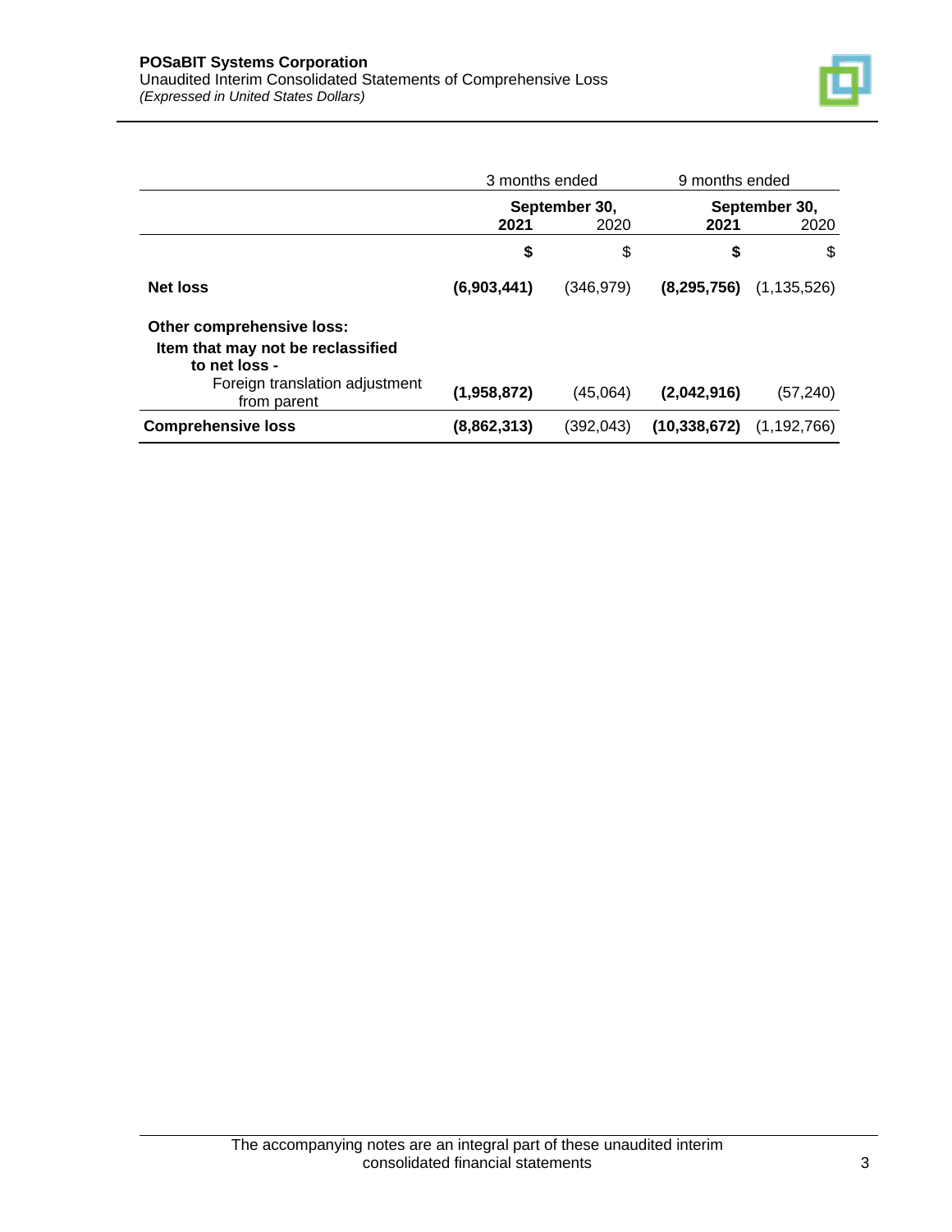**POSaBIT Systems Corporation**
Unaudited Interim Consolidated Statements of Comprehensive Loss
*(Expressed in United States Dollars)*

| | 3 months ended | | 9 months ended | |
|---|---|---|---|---|
| | September 30, | | September 30, | |
| | **2021** | 2020 | **2021** | 2020 |
| | **$** | $ | **$** | $ |
| **Net loss** | **(6,903,441)** | (346,979) | **(8,295,756)** | (1,135,526) |
| **Other comprehensive loss:** | | | | |
| **Item that may not be reclassified to net loss -** | | | | |
| Foreign translation adjustment from parent | **(1,958,872)** | (45,064) | **(2,042,916)** | (57,240) |
| **Comprehensive loss** | **(8,862,313)** | (392,043) | **(10,338,672)** | (1,192,766) |

The accompanying notes are an integral part of these unaudited interim consolidated financial statements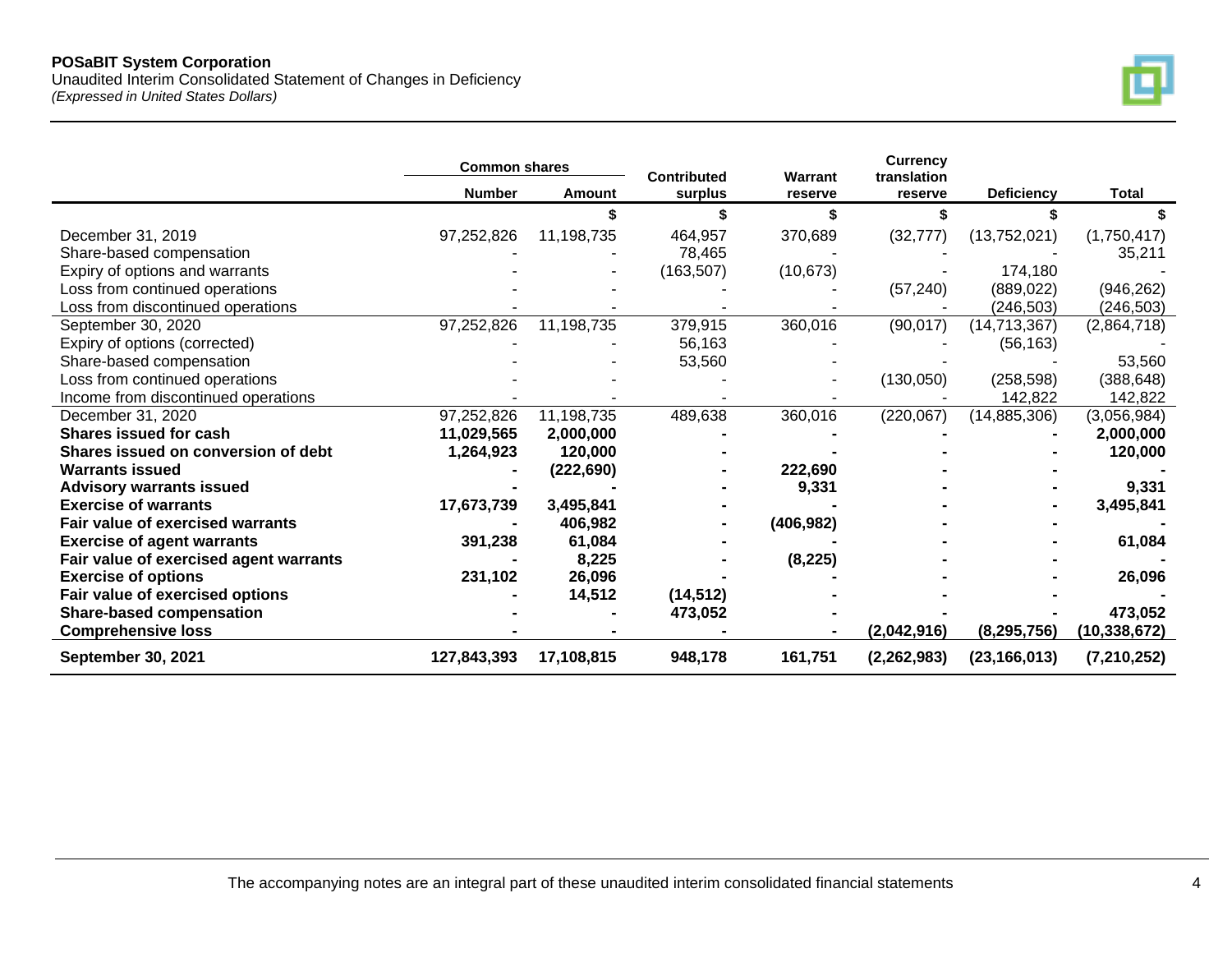**POSaBIT System Corporation**
Unaudited Interim Consolidated Statement of Changes in Deficiency
*(Expressed in United States Dollars)*

| | Common shares | | Contributed | Warrant | Currency translation | | |
|---|---|---|---|---|---|---|---|
| | Number | Amount | surplus | reserve | reserve | Deficiency | Total |
| | | $ | $ | $ | $ | $ | $ |
| December 31, 2019 | 97,252,826 | 11,198,735 | 464,957 | 370,689 | (32,777) | (13,752,021) | (1,750,417) |
| Share-based compensation | - | - | 78,465 | - | - | - | 35,211 |
| Expiry of options and warrants | - | - | (163,507) | (10,673) | - | 174,180 | - |
| Loss from continued operations | - | - | - | - | (57,240) | (889,022) | (946,262) |
| Loss from discontinued operations | - | - | - | - | - | (246,503) | (246,503) |
| September 30, 2020 | 97,252,826 | 11,198,735 | 379,915 | 360,016 | (90,017) | (14,713,367) | (2,864,718) |
| Expiry of options (corrected) | - | - | 56,163 | - | - | (56,163) | - |
| Share-based compensation | - | - | 53,560 | - | - | - | 53,560 |
| Loss from continued operations | - | - | - | - | (130,050) | (258,598) | (388,648) |
| Income from discontinued operations | - | - | - | - | - | 142,822 | 142,822 |
| December 31, 2020 | 97,252,826 | 11,198,735 | 489,638 | 360,016 | (220,067) | (14,885,306) | (3,056,984) |
| **Shares issued for cash** | **11,029,565** | **2,000,000** | **-** | **-** | **-** | **-** | **2,000,000** |
| **Shares issued on conversion of debt** | **1,264,923** | **120,000** | **-** | **-** | **-** | **-** | **120,000** |
| **Warrants issued** | **-** | **(222,690)** | **-** | **222,690** | **-** | **-** | **-** |
| **Advisory warrants issued** | **-** | **-** | **-** | **9,331** | **-** | **-** | **9,331** |
| **Exercise of warrants** | **17,673,739** | **3,495,841** | **-** | **-** | **-** | **-** | **3,495,841** |
| **Fair value of exercised warrants** | **-** | **406,982** | **-** | **(406,982)** | **-** | **-** | **-** |
| **Exercise of agent warrants** | **391,238** | **61,084** | **-** | **-** | **-** | **-** | **61,084** |
| **Fair value of exercised agent warrants** | **-** | **8,225** | **-** | **(8,225)** | **-** | **-** | **-** |
| **Exercise of options** | **231,102** | **26,096** | **-** | **-** | **-** | **-** | **26,096** |
| **Fair value of exercised options** | **-** | **14,512** | **(14,512)** | **-** | **-** | **-** | **-** |
| **Share-based compensation** | **-** | **-** | **473,052** | **-** | **-** | **-** | **473,052** |
| **Comprehensive loss** | **-** | **-** | **-** | **-** | **(2,042,916)** | **(8,295,756)** | **(10,338,672)** |
| **September 30, 2021** | **127,843,393** | **17,108,815** | **948,178** | **161,751** | **(2,262,983)** | **(23,166,013)** | **(7,210,252)** |

The accompanying notes are an integral part of these unaudited interim consolidated financial statements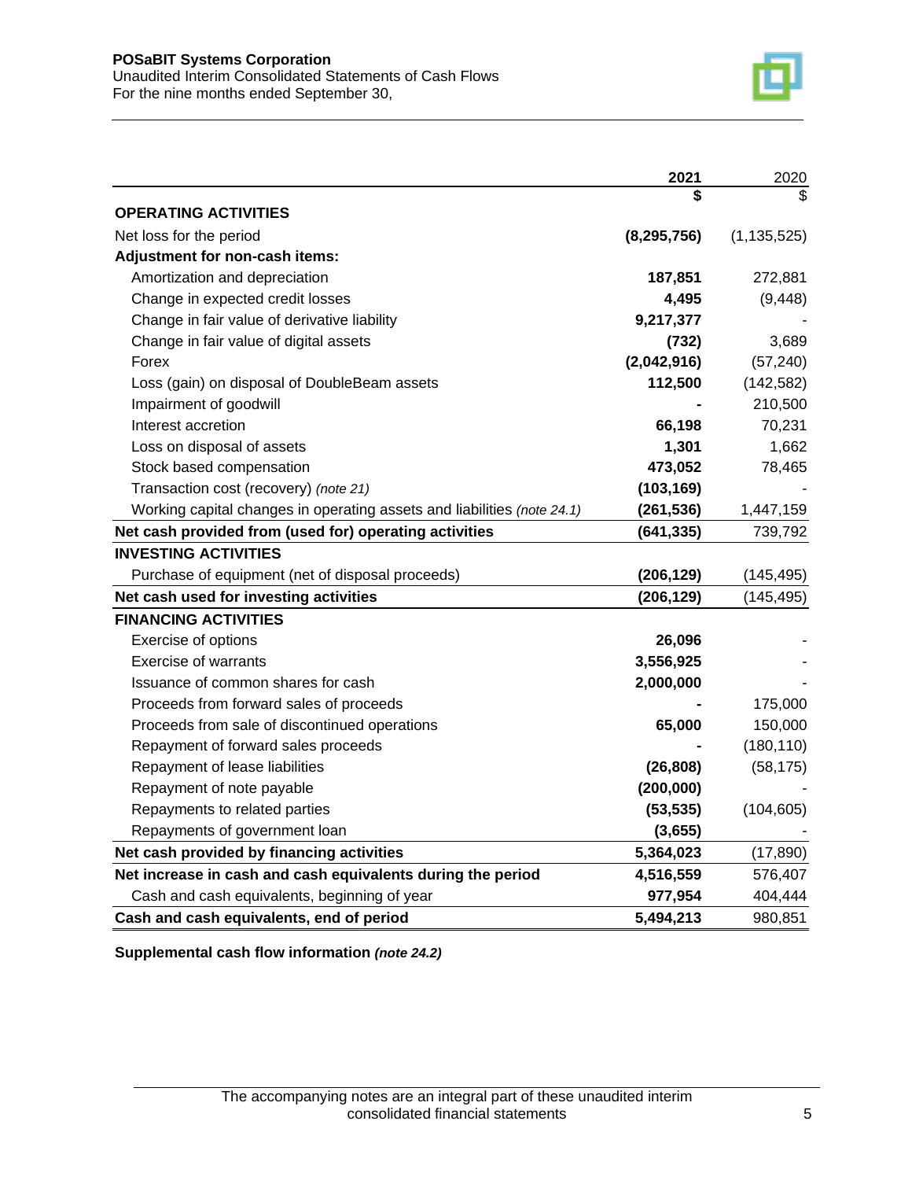**POSaBIT Systems Corporation**
Unaudited Interim Consolidated Statements of Cash Flows
For the nine months ended September 30,

| | 2021 | 2020 |
|---|---|---|
| | **$** | $ |
| **OPERATING ACTIVITIES** | | |
| Net loss for the period | **(8,295,756)** | (1,135,525) |
| **Adjustment for non-cash items:** | | |
| Amortization and depreciation | **187,851** | 272,881 |
| Change in expected credit losses | **4,495** | (9,448) |
| Change in fair value of derivative liability | **9,217,377** | - |
| Change in fair value of digital assets | **(732)** | 3,689 |
| Forex | **(2,042,916)** | (57,240) |
| Loss (gain) on disposal of DoubleBeam assets | **112,500** | (142,582) |
| Impairment of goodwill | **-** | 210,500 |
| Interest accretion | **66,198** | 70,231 |
| Loss on disposal of assets | **1,301** | 1,662 |
| Stock based compensation | **473,052** | 78,465 |
| Transaction cost (recovery) *(note 21)* | **(103,169)** | - |
| Working capital changes in operating assets and liabilities *(note 24.1)* | **(261,536)** | 1,447,159 |
| **Net cash provided from (used for) operating activities** | **(641,335)** | 739,792 |
| **INVESTING ACTIVITIES** | | |
| Purchase of equipment (net of disposal proceeds) | **(206,129)** | (145,495) |
| **Net cash used for investing activities** | **(206,129)** | (145,495) |
| **FINANCING ACTIVITIES** | | |
| Exercise of options | **26,096** | - |
| Exercise of warrants | **3,556,925** | - |
| Issuance of common shares for cash | **2,000,000** | - |
| Proceeds from forward sales of proceeds | **-** | 175,000 |
| Proceeds from sale of discontinued operations | **65,000** | 150,000 |
| Repayment of forward sales proceeds | **-** | (180,110) |
| Repayment of lease liabilities | **(26,808)** | (58,175) |
| Repayment of note payable | **(200,000)** | - |
| Repayments to related parties | **(53,535)** | (104,605) |
| Repayments of government loan | **(3,655)** | - |
| **Net cash provided by financing activities** | **5,364,023** | (17,890) |
| **Net increase in cash and cash equivalents during the period** | **4,516,559** | 576,407 |
| Cash and cash equivalents, beginning of year | **977,954** | 404,444 |
| **Cash and cash equivalents, end of period** | **5,494,213** | 980,851 |

**Supplemental cash flow information** ***(note 24.2)***

The accompanying notes are an integral part of these unaudited interim consolidated financial statements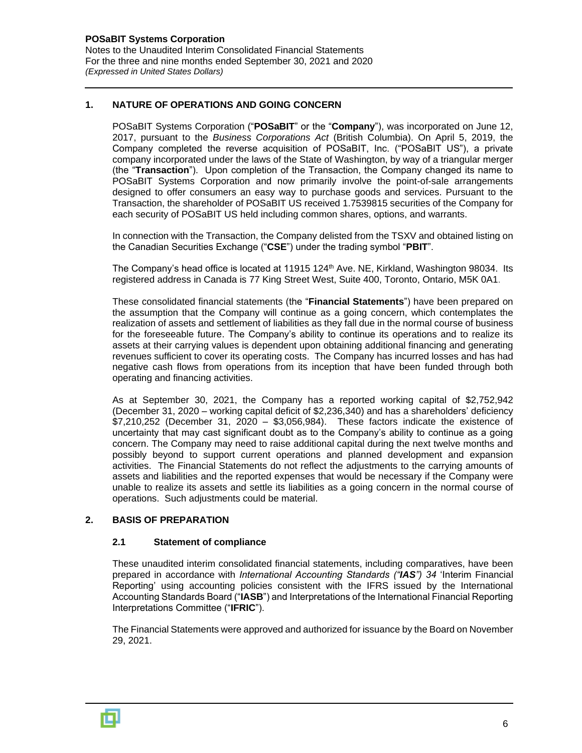## 1. NATURE OF OPERATIONS AND GOING CONCERN

POSaBIT Systems Corporation ("**POSaBIT**" or the "**Company**"), was incorporated on June 12, 2017, pursuant to the *Business Corporations Act* (British Columbia). On April 5, 2019, the Company completed the reverse acquisition of POSaBIT, Inc. ("POSaBIT US"), a private company incorporated under the laws of the State of Washington, by way of a triangular merger (the "**Transaction**"). Upon completion of the Transaction, the Company changed its name to POSaBIT Systems Corporation and now primarily involve the point-of-sale arrangements designed to offer consumers an easy way to purchase goods and services. Pursuant to the Transaction, the shareholder of POSaBIT US received 1.7539815 securities of the Company for each security of POSaBIT US held including common shares, options, and warrants.

In connection with the Transaction, the Company delisted from the TSXV and obtained listing on the Canadian Securities Exchange ("**CSE**") under the trading symbol "**PBIT**".

The Company's head office is located at 11915 124th Ave. NE, Kirkland, Washington 98034. Its registered address in Canada is 77 King Street West, Suite 400, Toronto, Ontario, M5K 0A1.

These consolidated financial statements (the "**Financial Statements**") have been prepared on the assumption that the Company will continue as a going concern, which contemplates the realization of assets and settlement of liabilities as they fall due in the normal course of business for the foreseeable future. The Company's ability to continue its operations and to realize its assets at their carrying values is dependent upon obtaining additional financing and generating revenues sufficient to cover its operating costs. The Company has incurred losses and has had negative cash flows from operations from its inception that have been funded through both operating and financing activities.

As at September 30, 2021, the Company has a reported working capital of $2,752,942 (December 31, 2020 – working capital deficit of $2,236,340) and has a shareholders' deficiency $7,210,252 (December 31, 2020 – $3,056,984). These factors indicate the existence of uncertainty that may cast significant doubt as to the Company's ability to continue as a going concern. The Company may need to raise additional capital during the next twelve months and possibly beyond to support current operations and planned development and expansion activities. The Financial Statements do not reflect the adjustments to the carrying amounts of assets and liabilities and the reported expenses that would be necessary if the Company were unable to realize its assets and settle its liabilities as a going concern in the normal course of operations. Such adjustments could be material.

## 2. BASIS OF PREPARATION

### 2.1 Statement of compliance

These unaudited interim consolidated financial statements, including comparatives, have been prepared in accordance with *International Accounting Standards ("**IAS**") 34* 'Interim Financial Reporting' using accounting policies consistent with the IFRS issued by the International Accounting Standards Board ("**IASB**") and Interpretations of the International Financial Reporting Interpretations Committee ("**IFRIC**").

The Financial Statements were approved and authorized for issuance by the Board on November 29, 2021.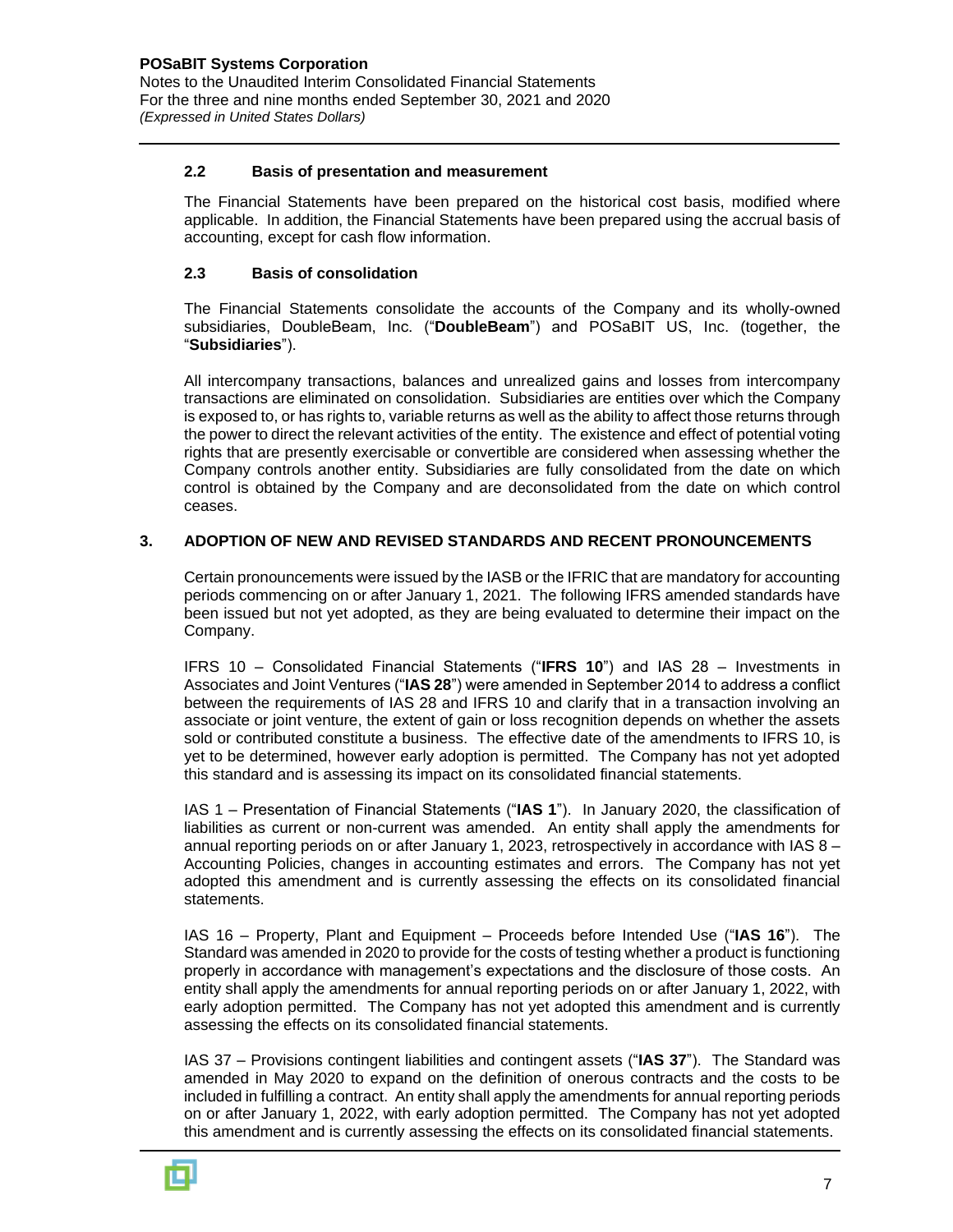### 2.2 Basis of presentation and measurement

The Financial Statements have been prepared on the historical cost basis, modified where applicable. In addition, the Financial Statements have been prepared using the accrual basis of accounting, except for cash flow information.

### 2.3 Basis of consolidation

The Financial Statements consolidate the accounts of the Company and its wholly-owned subsidiaries, DoubleBeam, Inc. ("**DoubleBeam**") and POSaBIT US, Inc. (together, the "**Subsidiaries**").

All intercompany transactions, balances and unrealized gains and losses from intercompany transactions are eliminated on consolidation. Subsidiaries are entities over which the Company is exposed to, or has rights to, variable returns as well as the ability to affect those returns through the power to direct the relevant activities of the entity. The existence and effect of potential voting rights that are presently exercisable or convertible are considered when assessing whether the Company controls another entity. Subsidiaries are fully consolidated from the date on which control is obtained by the Company and are deconsolidated from the date on which control ceases.

## 3. ADOPTION OF NEW AND REVISED STANDARDS AND RECENT PRONOUNCEMENTS

Certain pronouncements were issued by the IASB or the IFRIC that are mandatory for accounting periods commencing on or after January 1, 2021. The following IFRS amended standards have been issued but not yet adopted, as they are being evaluated to determine their impact on the Company.

IFRS 10 – Consolidated Financial Statements ("**IFRS 10**") and IAS 28 – Investments in Associates and Joint Ventures ("**IAS 28**") were amended in September 2014 to address a conflict between the requirements of IAS 28 and IFRS 10 and clarify that in a transaction involving an associate or joint venture, the extent of gain or loss recognition depends on whether the assets sold or contributed constitute a business. The effective date of the amendments to IFRS 10, is yet to be determined, however early adoption is permitted. The Company has not yet adopted this standard and is assessing its impact on its consolidated financial statements.

IAS 1 – Presentation of Financial Statements ("**IAS 1**"). In January 2020, the classification of liabilities as current or non-current was amended. An entity shall apply the amendments for annual reporting periods on or after January 1, 2023, retrospectively in accordance with IAS 8 – Accounting Policies, changes in accounting estimates and errors. The Company has not yet adopted this amendment and is currently assessing the effects on its consolidated financial statements.

IAS 16 – Property, Plant and Equipment – Proceeds before Intended Use ("**IAS 16**"). The Standard was amended in 2020 to provide for the costs of testing whether a product is functioning properly in accordance with management's expectations and the disclosure of those costs. An entity shall apply the amendments for annual reporting periods on or after January 1, 2022, with early adoption permitted. The Company has not yet adopted this amendment and is currently assessing the effects on its consolidated financial statements.

IAS 37 – Provisions contingent liabilities and contingent assets ("**IAS 37**"). The Standard was amended in May 2020 to expand on the definition of onerous contracts and the costs to be included in fulfilling a contract. An entity shall apply the amendments for annual reporting periods on or after January 1, 2022, with early adoption permitted. The Company has not yet adopted this amendment and is currently assessing the effects on its consolidated financial statements.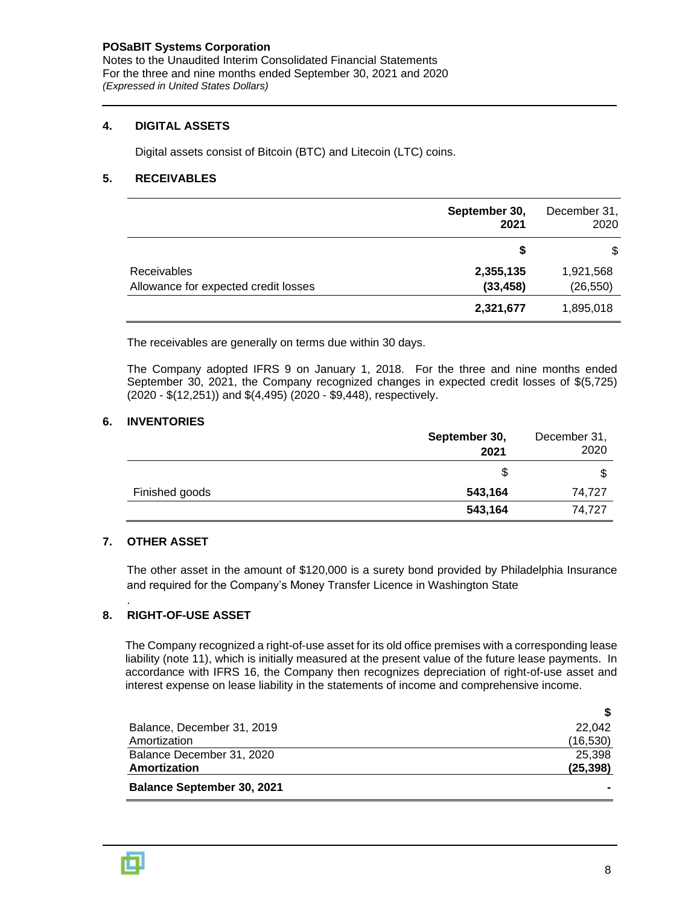## 4. DIGITAL ASSETS

Digital assets consist of Bitcoin (BTC) and Litecoin (LTC) coins.

## 5. RECEIVABLES

| | **September 30, 2021** | December 31, 2020 |
|---|---|---|
| | **$** | $ |
| Receivables | **2,355,135** | 1,921,568 |
| Allowance for expected credit losses | **(33,458)** | (26,550) |
| | **2,321,677** | 1,895,018 |

The receivables are generally on terms due within 30 days.

The Company adopted IFRS 9 on January 1, 2018. For the three and nine months ended September 30, 2021, the Company recognized changes in expected credit losses of $(5,725) (2020 - $(12,251)) and $(4,495) (2020 - $9,448), respectively.

## 6. INVENTORIES

| | **September 30, 2021** | December 31, 2020 |
|---|---|---|
| | $ | $ |
| Finished goods | **543,164** | 74,727 |
| | **543,164** | 74,727 |

## 7. OTHER ASSET

The other asset in the amount of $120,000 is a surety bond provided by Philadelphia Insurance and required for the Company's Money Transfer Licence in Washington State

.

## 8. RIGHT-OF-USE ASSET

The Company recognized a right-of-use asset for its old office premises with a corresponding lease liability (note 11), which is initially measured at the present value of the future lease payments. In accordance with IFRS 16, the Company then recognizes depreciation of right-of-use asset and interest expense on lease liability in the statements of income and comprehensive income.

| | **$** |
|---|---|
| Balance, December 31, 2019 | 22,042 |
| Amortization | (16,530) |
| Balance December 31, 2020 | 25,398 |
| **Amortization** | **(25,398)** |
| **Balance September 30, 2021** | **-** |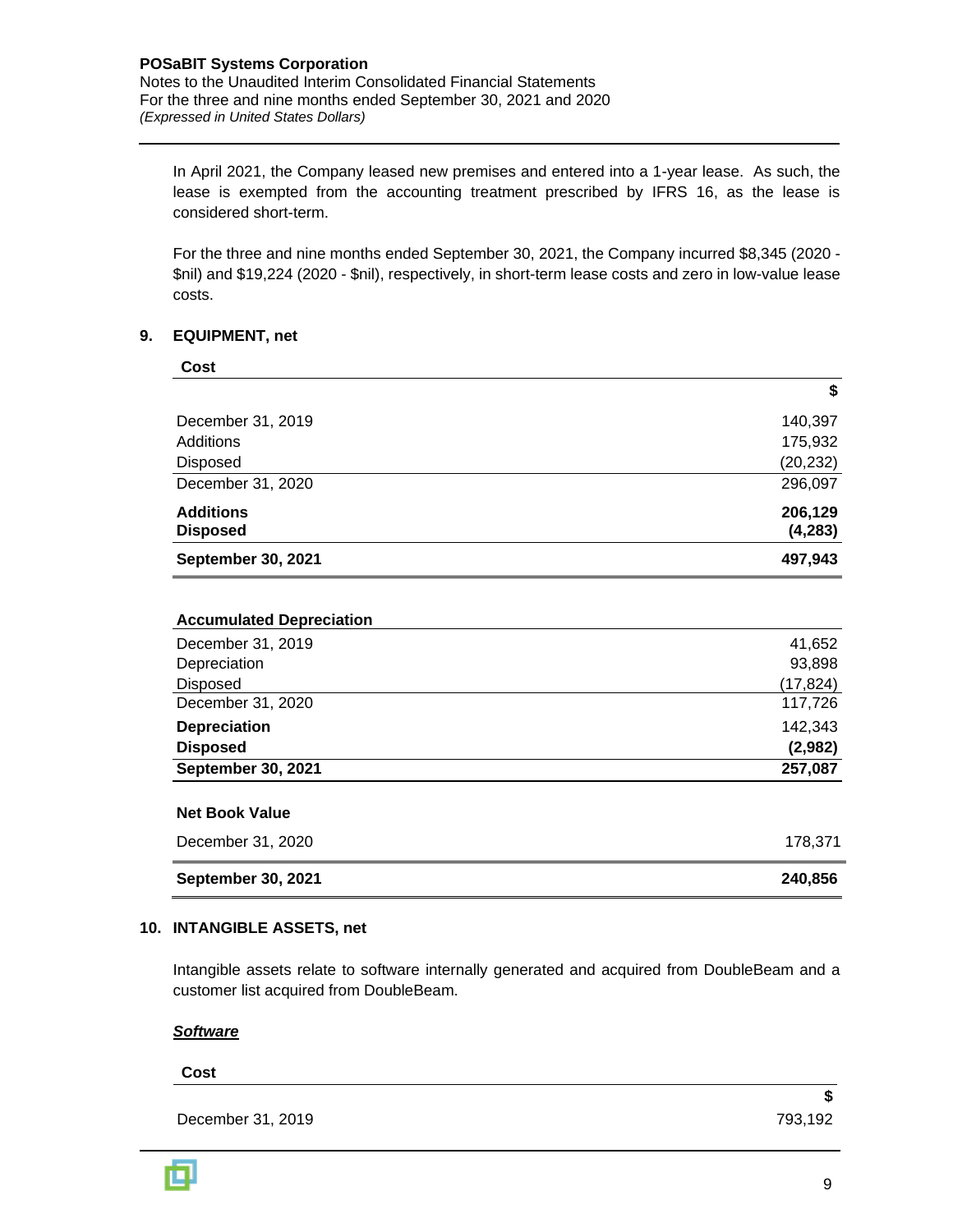In April 2021, the Company leased new premises and entered into a 1-year lease. As such, the lease is exempted from the accounting treatment prescribed by IFRS 16, as the lease is considered short-term.

For the three and nine months ended September 30, 2021, the Company incurred $8,345 (2020 - $nil) and $19,224 (2020 - $nil), respectively, in short-term lease costs and zero in low-value lease costs.

## 9. EQUIPMENT, net

| **Cost** | **$** |
|---|---|
| December 31, 2019 | 140,397 |
| Additions | 175,932 |
| Disposed | (20,232) |
| December 31, 2020 | 296,097 |
| **Additions** | **206,129** |
| **Disposed** | **(4,283)** |
| **September 30, 2021** | **497,943** |

| **Accumulated Depreciation** | |
|---|---|
| December 31, 2019 | 41,652 |
| Depreciation | 93,898 |
| Disposed | (17,824) |
| December 31, 2020 | 117,726 |
| **Depreciation** | 142,343 |
| **Disposed** | **(2,982)** |
| **September 30, 2021** | **257,087** |

| **Net Book Value** | |
|---|---|
| December 31, 2020 | 178,371 |
| **September 30, 2021** | **240,856** |

## 10. INTANGIBLE ASSETS, net

Intangible assets relate to software internally generated and acquired from DoubleBeam and a customer list acquired from DoubleBeam.

***Software***

| **Cost** | **$** |
|---|---|
| December 31, 2019 | 793,192 |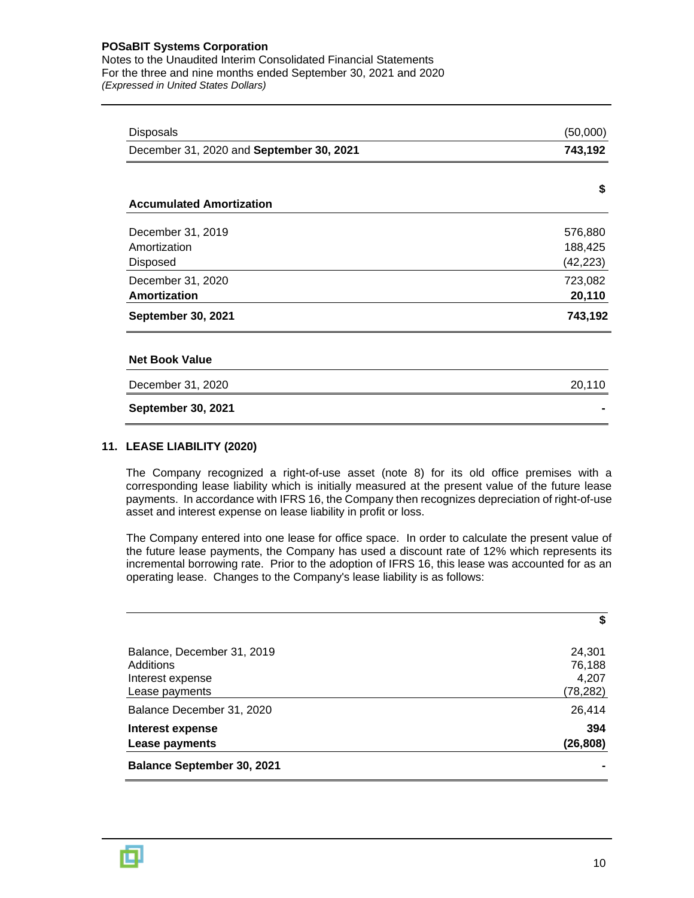| | |
|---|---|
| Disposals | (50,000) |
| December 31, 2020 and **September 30, 2021** | **743,192** |

| **Accumulated Amortization** | **$** |
|---|---|
| December 31, 2019 | 576,880 |
| Amortization | 188,425 |
| Disposed | (42,223) |
| December 31, 2020 | 723,082 |
| **Amortization** | **20,110** |
| **September 30, 2021** | **743,192** |

| **Net Book Value** | |
|---|---|
| December 31, 2020 | 20,110 |
| **September 30, 2021** | **-** |

## 11. LEASE LIABILITY (2020)

The Company recognized a right-of-use asset (note 8) for its old office premises with a corresponding lease liability which is initially measured at the present value of the future lease payments. In accordance with IFRS 16, the Company then recognizes depreciation of right-of-use asset and interest expense on lease liability in profit or loss.

The Company entered into one lease for office space. In order to calculate the present value of the future lease payments, the Company has used a discount rate of 12% which represents its incremental borrowing rate. Prior to the adoption of IFRS 16, this lease was accounted for as an operating lease. Changes to the Company's lease liability is as follows:

| | **$** |
|---|---|
| Balance, December 31, 2019 | 24,301 |
| Additions | 76,188 |
| Interest expense | 4,207 |
| Lease payments | (78,282) |
| Balance December 31, 2020 | 26,414 |
| **Interest expense** | **394** |
| **Lease payments** | **(26,808)** |
| **Balance September 30, 2021** | **-** |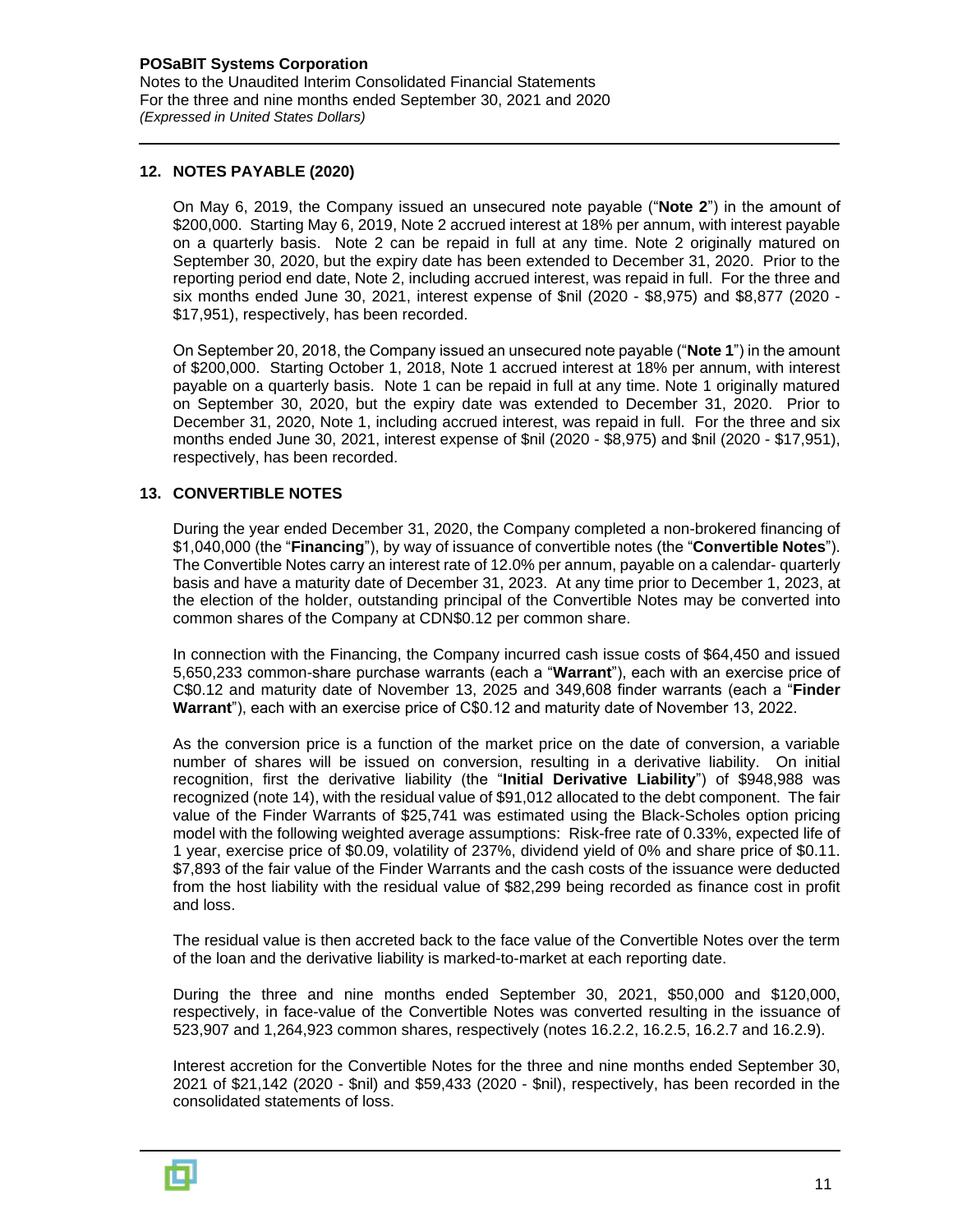## 12. NOTES PAYABLE (2020)

On May 6, 2019, the Company issued an unsecured note payable ("**Note 2**") in the amount of $200,000. Starting May 6, 2019, Note 2 accrued interest at 18% per annum, with interest payable on a quarterly basis. Note 2 can be repaid in full at any time. Note 2 originally matured on September 30, 2020, but the expiry date has been extended to December 31, 2020. Prior to the reporting period end date, Note 2, including accrued interest, was repaid in full. For the three and six months ended June 30, 2021, interest expense of $nil (2020 - $8,975) and $8,877 (2020 - $17,951), respectively, has been recorded.

On September 20, 2018, the Company issued an unsecured note payable ("**Note 1**") in the amount of $200,000. Starting October 1, 2018, Note 1 accrued interest at 18% per annum, with interest payable on a quarterly basis. Note 1 can be repaid in full at any time. Note 1 originally matured on September 30, 2020, but the expiry date was extended to December 31, 2020. Prior to December 31, 2020, Note 1, including accrued interest, was repaid in full. For the three and six months ended June 30, 2021, interest expense of $nil (2020 - $8,975) and $nil (2020 - $17,951), respectively, has been recorded.

## 13. CONVERTIBLE NOTES

During the year ended December 31, 2020, the Company completed a non-brokered financing of $1,040,000 (the "**Financing**"), by way of issuance of convertible notes (the "**Convertible Notes**"). The Convertible Notes carry an interest rate of 12.0% per annum, payable on a calendar- quarterly basis and have a maturity date of December 31, 2023. At any time prior to December 1, 2023, at the election of the holder, outstanding principal of the Convertible Notes may be converted into common shares of the Company at CDN$0.12 per common share.

In connection with the Financing, the Company incurred cash issue costs of $64,450 and issued 5,650,233 common-share purchase warrants (each a "**Warrant**"), each with an exercise price of C$0.12 and maturity date of November 13, 2025 and 349,608 finder warrants (each a "**Finder Warrant**"), each with an exercise price of C$0.12 and maturity date of November 13, 2022.

As the conversion price is a function of the market price on the date of conversion, a variable number of shares will be issued on conversion, resulting in a derivative liability. On initial recognition, first the derivative liability (the "**Initial Derivative Liability**") of $948,988 was recognized (note 14), with the residual value of $91,012 allocated to the debt component. The fair value of the Finder Warrants of $25,741 was estimated using the Black-Scholes option pricing model with the following weighted average assumptions: Risk-free rate of 0.33%, expected life of 1 year, exercise price of $0.09, volatility of 237%, dividend yield of 0% and share price of $0.11. $7,893 of the fair value of the Finder Warrants and the cash costs of the issuance were deducted from the host liability with the residual value of $82,299 being recorded as finance cost in profit and loss.

The residual value is then accreted back to the face value of the Convertible Notes over the term of the loan and the derivative liability is marked-to-market at each reporting date.

During the three and nine months ended September 30, 2021, $50,000 and $120,000, respectively, in face-value of the Convertible Notes was converted resulting in the issuance of 523,907 and 1,264,923 common shares, respectively (notes 16.2.2, 16.2.5, 16.2.7 and 16.2.9).

Interest accretion for the Convertible Notes for the three and nine months ended September 30, 2021 of $21,142 (2020 - $nil) and $59,433 (2020 - $nil), respectively, has been recorded in the consolidated statements of loss.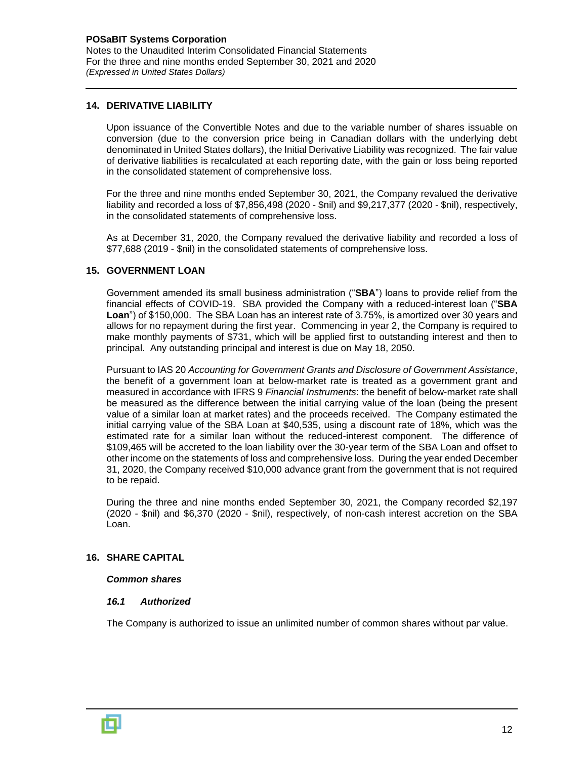## 14. DERIVATIVE LIABILITY

Upon issuance of the Convertible Notes and due to the variable number of shares issuable on conversion (due to the conversion price being in Canadian dollars with the underlying debt denominated in United States dollars), the Initial Derivative Liability was recognized. The fair value of derivative liabilities is recalculated at each reporting date, with the gain or loss being reported in the consolidated statement of comprehensive loss.

For the three and nine months ended September 30, 2021, the Company revalued the derivative liability and recorded a loss of $7,856,498 (2020 - $nil) and $9,217,377 (2020 - $nil), respectively, in the consolidated statements of comprehensive loss.

As at December 31, 2020, the Company revalued the derivative liability and recorded a loss of $77,688 (2019 - $nil) in the consolidated statements of comprehensive loss.

## 15. GOVERNMENT LOAN

Government amended its small business administration ("**SBA**") loans to provide relief from the financial effects of COVID-19. SBA provided the Company with a reduced-interest loan ("**SBA Loan**") of $150,000. The SBA Loan has an interest rate of 3.75%, is amortized over 30 years and allows for no repayment during the first year. Commencing in year 2, the Company is required to make monthly payments of $731, which will be applied first to outstanding interest and then to principal. Any outstanding principal and interest is due on May 18, 2050.

Pursuant to IAS 20 *Accounting for Government Grants and Disclosure of Government Assistance*, the benefit of a government loan at below-market rate is treated as a government grant and measured in accordance with IFRS 9 *Financial Instruments*: the benefit of below-market rate shall be measured as the difference between the initial carrying value of the loan (being the present value of a similar loan at market rates) and the proceeds received. The Company estimated the initial carrying value of the SBA Loan at $40,535, using a discount rate of 18%, which was the estimated rate for a similar loan without the reduced-interest component. The difference of $109,465 will be accreted to the loan liability over the 30-year term of the SBA Loan and offset to other income on the statements of loss and comprehensive loss. During the year ended December 31, 2020, the Company received $10,000 advance grant from the government that is not required to be repaid.

During the three and nine months ended September 30, 2021, the Company recorded $2,197 (2020 - $nil) and $6,370 (2020 - $nil), respectively, of non-cash interest accretion on the SBA Loan.

## 16. SHARE CAPITAL

***Common shares***

***16.1 Authorized***

The Company is authorized to issue an unlimited number of common shares without par value.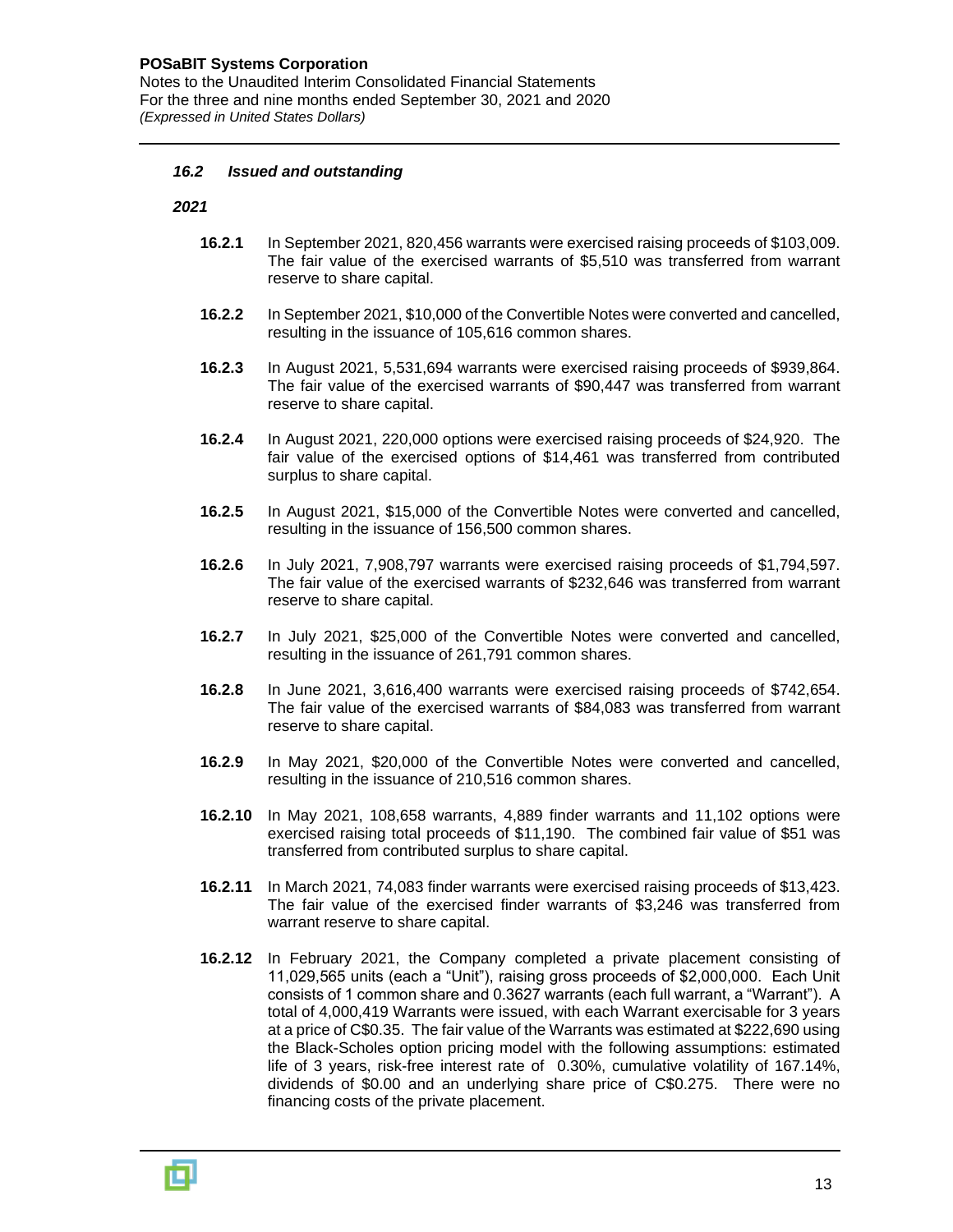### *16.2 Issued and outstanding*

***2021***

**16.2.1** In September 2021, 820,456 warrants were exercised raising proceeds of $103,009. The fair value of the exercised warrants of $5,510 was transferred from warrant reserve to share capital.

**16.2.2** In September 2021, $10,000 of the Convertible Notes were converted and cancelled, resulting in the issuance of 105,616 common shares.

**16.2.3** In August 2021, 5,531,694 warrants were exercised raising proceeds of $939,864. The fair value of the exercised warrants of $90,447 was transferred from warrant reserve to share capital.

**16.2.4** In August 2021, 220,000 options were exercised raising proceeds of $24,920. The fair value of the exercised options of $14,461 was transferred from contributed surplus to share capital.

**16.2.5** In August 2021, $15,000 of the Convertible Notes were converted and cancelled, resulting in the issuance of 156,500 common shares.

**16.2.6** In July 2021, 7,908,797 warrants were exercised raising proceeds of $1,794,597. The fair value of the exercised warrants of $232,646 was transferred from warrant reserve to share capital.

**16.2.7** In July 2021, $25,000 of the Convertible Notes were converted and cancelled, resulting in the issuance of 261,791 common shares.

**16.2.8** In June 2021, 3,616,400 warrants were exercised raising proceeds of $742,654. The fair value of the exercised warrants of $84,083 was transferred from warrant reserve to share capital.

**16.2.9** In May 2021, $20,000 of the Convertible Notes were converted and cancelled, resulting in the issuance of 210,516 common shares.

**16.2.10** In May 2021, 108,658 warrants, 4,889 finder warrants and 11,102 options were exercised raising total proceeds of $11,190. The combined fair value of $51 was transferred from contributed surplus to share capital.

**16.2.11** In March 2021, 74,083 finder warrants were exercised raising proceeds of $13,423. The fair value of the exercised finder warrants of $3,246 was transferred from warrant reserve to share capital.

**16.2.12** In February 2021, the Company completed a private placement consisting of 11,029,565 units (each a "Unit"), raising gross proceeds of $2,000,000. Each Unit consists of 1 common share and 0.3627 warrants (each full warrant, a "Warrant"). A total of 4,000,419 Warrants were issued, with each Warrant exercisable for 3 years at a price of C$0.35. The fair value of the Warrants was estimated at $222,690 using the Black-Scholes option pricing model with the following assumptions: estimated life of 3 years, risk-free interest rate of 0.30%, cumulative volatility of 167.14%, dividends of $0.00 and an underlying share price of C$0.275. There were no financing costs of the private placement.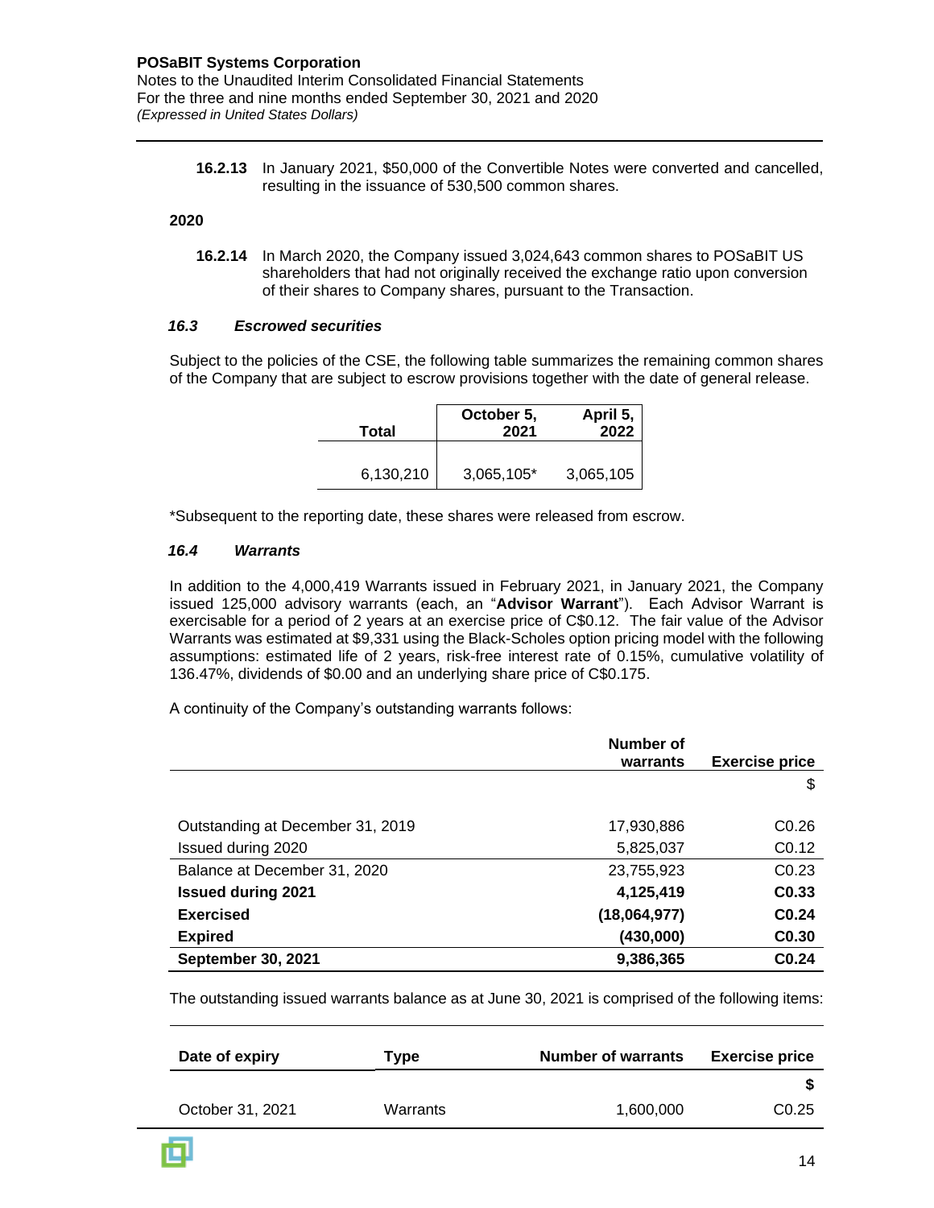**16.2.13** In January 2021, $50,000 of the Convertible Notes were converted and cancelled, resulting in the issuance of 530,500 common shares.

**2020**

**16.2.14** In March 2020, the Company issued 3,024,643 common shares to POSaBIT US shareholders that had not originally received the exchange ratio upon conversion of their shares to Company shares, pursuant to the Transaction.

### *16.3 Escrowed securities*

Subject to the policies of the CSE, the following table summarizes the remaining common shares of the Company that are subject to escrow provisions together with the date of general release.

| Total | October 5, 2021 | April 5, 2022 |
|---|---|---|
| 6,130,210 | 3,065,105* | 3,065,105 |

*Subsequent to the reporting date, these shares were released from escrow.

### *16.4 Warrants*

In addition to the 4,000,419 Warrants issued in February 2021, in January 2021, the Company issued 125,000 advisory warrants (each, an "**Advisor Warrant**"). Each Advisor Warrant is exercisable for a period of 2 years at an exercise price of C$0.12. The fair value of the Advisor Warrants was estimated at $9,331 using the Black-Scholes option pricing model with the following assumptions: estimated life of 2 years, risk-free interest rate of 0.15%, cumulative volatility of 136.47%, dividends of $0.00 and an underlying share price of C$0.175.

A continuity of the Company's outstanding warrants follows:

| | Number of warrants | Exercise price |
|---|---|---|
| | | $ |
| Outstanding at December 31, 2019 | 17,930,886 | C0.26 |
| Issued during 2020 | 5,825,037 | C0.12 |
| Balance at December 31, 2020 | 23,755,923 | C0.23 |
| **Issued during 2021** | **4,125,419** | **C0.33** |
| **Exercised** | **(18,064,977)** | **C0.24** |
| **Expired** | **(430,000)** | **C0.30** |
| **September 30, 2021** | **9,386,365** | **C0.24** |

The outstanding issued warrants balance as at June 30, 2021 is comprised of the following items:

| Date of expiry | Type | Number of warrants | Exercise price |
|---|---|---|---|
| | | | **$** |
| October 31, 2021 | Warrants | 1,600,000 | C0.25 |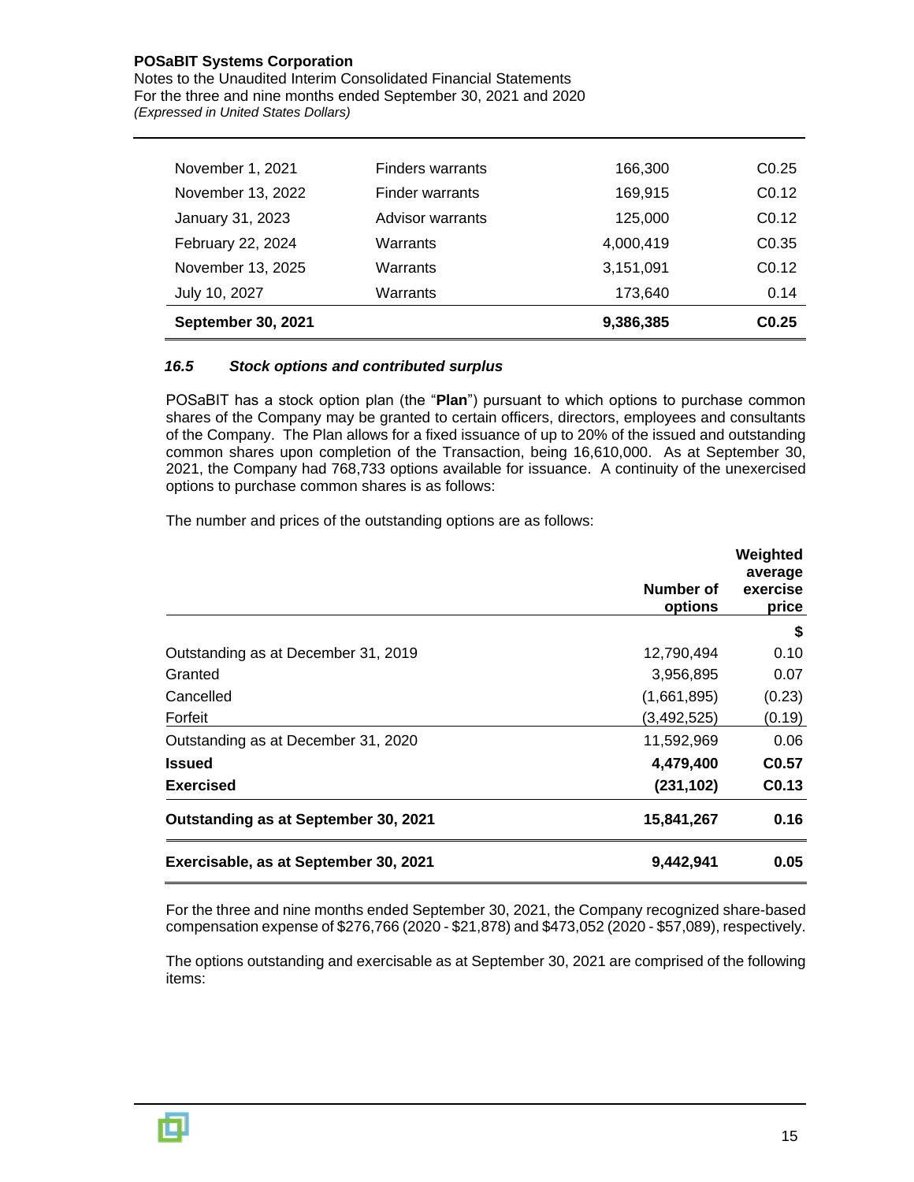| | | | |
|---|---|---|---|
| November 1, 2021 | Finders warrants | 166,300 | C0.25 |
| November 13, 2022 | Finder warrants | 169,915 | C0.12 |
| January 31, 2023 | Advisor warrants | 125,000 | C0.12 |
| February 22, 2024 | Warrants | 4,000,419 | C0.35 |
| November 13, 2025 | Warrants | 3,151,091 | C0.12 |
| July 10, 2027 | Warrants | 173,640 | 0.14 |
| **September 30, 2021** | | **9,386,385** | **C0.25** |

### *16.5 Stock options and contributed surplus*

POSaBIT has a stock option plan (the "**Plan**") pursuant to which options to purchase common shares of the Company may be granted to certain officers, directors, employees and consultants of the Company. The Plan allows for a fixed issuance of up to 20% of the issued and outstanding common shares upon completion of the Transaction, being 16,610,000. As at September 30, 2021, the Company had 768,733 options available for issuance. A continuity of the unexercised options to purchase common shares is as follows:

The number and prices of the outstanding options are as follows:

| | Number of options | Weighted average exercise price |
|---|---|---|
| | | $ |
| Outstanding as at December 31, 2019 | 12,790,494 | 0.10 |
| Granted | 3,956,895 | 0.07 |
| Cancelled | (1,661,895) | (0.23) |
| Forfeit | (3,492,525) | (0.19) |
| Outstanding as at December 31, 2020 | 11,592,969 | 0.06 |
| **Issued** | **4,479,400** | **C0.57** |
| **Exercised** | **(231,102)** | **C0.13** |
| **Outstanding as at September 30, 2021** | **15,841,267** | **0.16** |
| **Exercisable, as at September 30, 2021** | **9,442,941** | **0.05** |

For the three and nine months ended September 30, 2021, the Company recognized share-based compensation expense of $276,766 (2020 - $21,878) and $473,052 (2020 - $57,089), respectively.

The options outstanding and exercisable as at September 30, 2021 are comprised of the following items: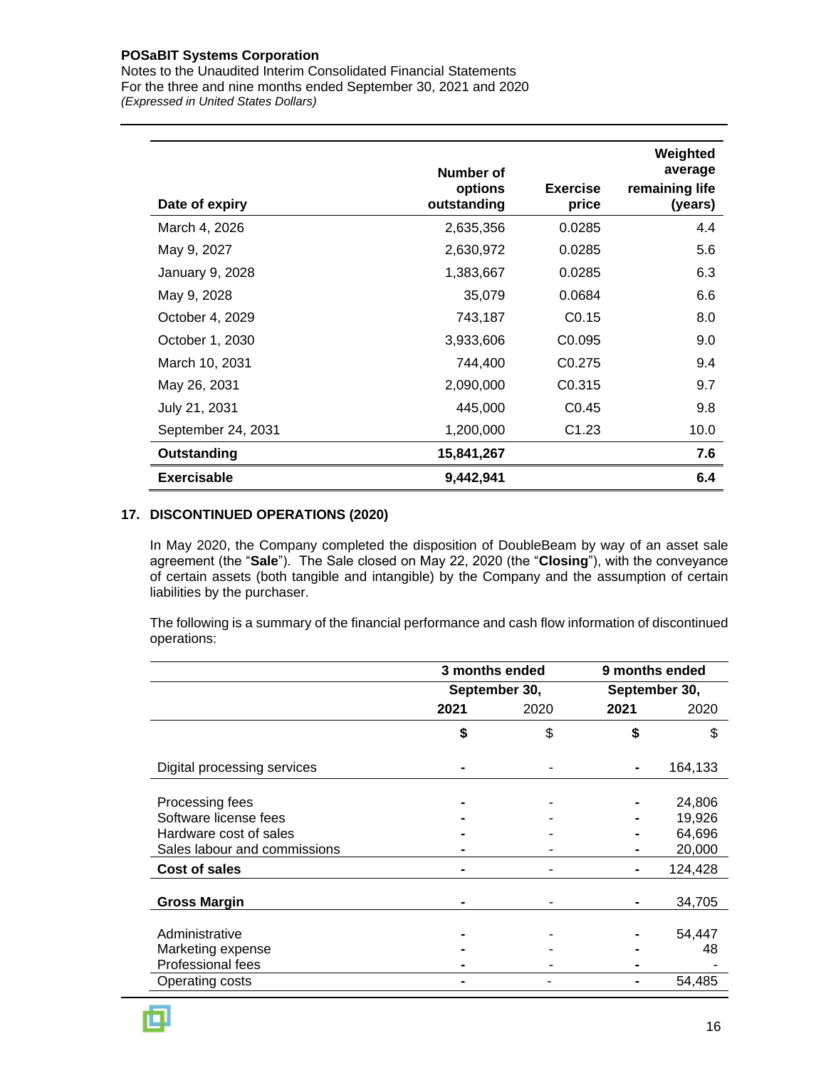| Date of expiry | Number of options outstanding | Exercise price | Weighted average remaining life (years) |
|---|---|---|---|
| March 4, 2026 | 2,635,356 | 0.0285 | 4.4 |
| May 9, 2027 | 2,630,972 | 0.0285 | 5.6 |
| January 9, 2028 | 1,383,667 | 0.0285 | 6.3 |
| May 9, 2028 | 35,079 | 0.0684 | 6.6 |
| October 4, 2029 | 743,187 | C0.15 | 8.0 |
| October 1, 2030 | 3,933,606 | C0.095 | 9.0 |
| March 10, 2031 | 744,400 | C0.275 | 9.4 |
| May 26, 2031 | 2,090,000 | C0.315 | 9.7 |
| July 21, 2031 | 445,000 | C0.45 | 9.8 |
| September 24, 2031 | 1,200,000 | C1.23 | 10.0 |
| **Outstanding** | **15,841,267** | | **7.6** |
| **Exercisable** | **9,442,941** | | **6.4** |

## 17. DISCONTINUED OPERATIONS (2020)

In May 2020, the Company completed the disposition of DoubleBeam by way of an asset sale agreement (the "**Sale**"). The Sale closed on May 22, 2020 (the "**Closing**"), with the conveyance of certain assets (both tangible and intangible) by the Company and the assumption of certain liabilities by the purchaser.

The following is a summary of the financial performance and cash flow information of discontinued operations:

| | 3 months ended September 30, | | 9 months ended September 30, | |
|---|---|---|---|---|
| | **2021** | 2020 | **2021** | 2020 |
| | **$** | $ | **$** | $ |
| Digital processing services | **-** | - | **-** | 164,133 |
| Processing fees | **-** | - | **-** | 24,806 |
| Software license fees | **-** | - | **-** | 19,926 |
| Hardware cost of sales | **-** | - | **-** | 64,696 |
| Sales labour and commissions | **-** | - | **-** | 20,000 |
| **Cost of sales** | **-** | - | **-** | 124,428 |
| **Gross Margin** | **-** | - | **-** | 34,705 |
| Administrative | **-** | - | **-** | 54,447 |
| Marketing expense | **-** | - | **-** | 48 |
| Professional fees | **-** | - | **-** | - |
| Operating costs | **-** | - | **-** | 54,485 |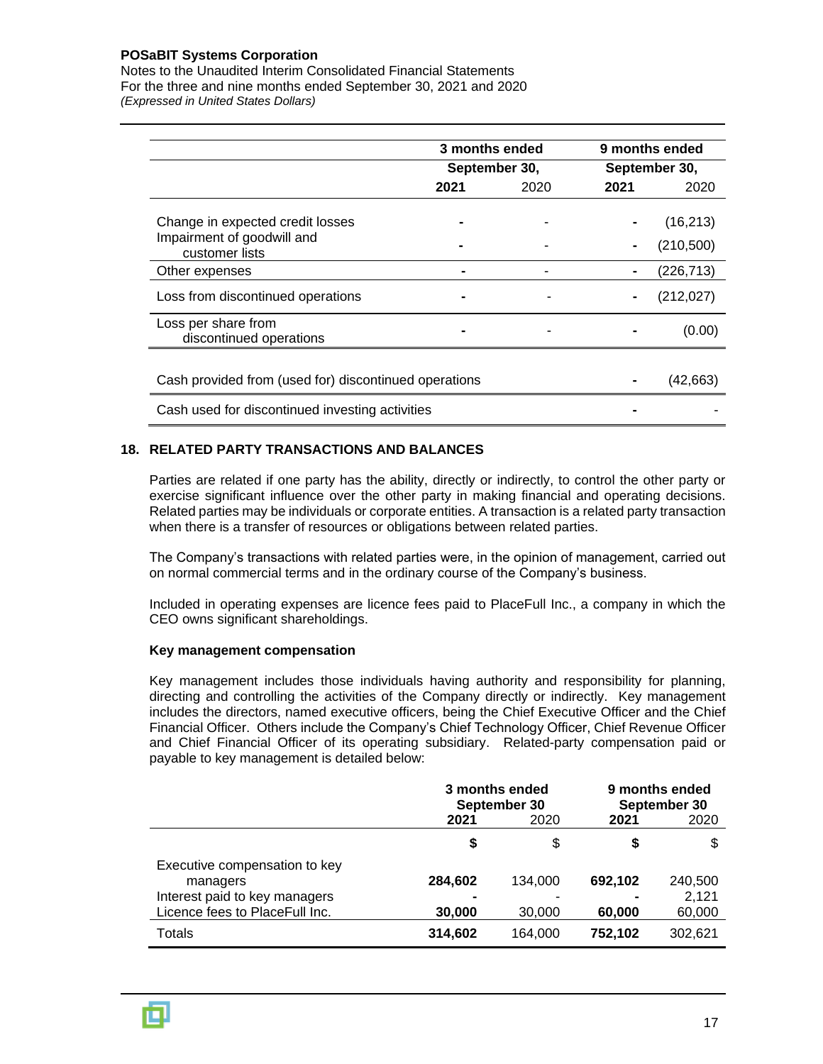| | 3 months ended September 30, | | 9 months ended September 30, | |
|---|---|---|---|---|
| | **2021** | 2020 | **2021** | 2020 |
| Change in expected credit losses | **-** | - | **-** | (16,213) |
| Impairment of goodwill and customer lists | **-** | - | **-** | (210,500) |
| Other expenses | **-** | - | **-** | (226,713) |
| Loss from discontinued operations | **-** | - | **-** | (212,027) |
| Loss per share from discontinued operations | **-** | - | **-** | (0.00) |
| Cash provided from (used for) discontinued operations | | | **-** | (42,663) |
| Cash used for discontinued investing activities | | | **-** | - |

## 18. RELATED PARTY TRANSACTIONS AND BALANCES

Parties are related if one party has the ability, directly or indirectly, to control the other party or exercise significant influence over the other party in making financial and operating decisions. Related parties may be individuals or corporate entities. A transaction is a related party transaction when there is a transfer of resources or obligations between related parties.

The Company's transactions with related parties were, in the opinion of management, carried out on normal commercial terms and in the ordinary course of the Company's business.

Included in operating expenses are licence fees paid to PlaceFull Inc., a company in which the CEO owns significant shareholdings.

**Key management compensation**

Key management includes those individuals having authority and responsibility for planning, directing and controlling the activities of the Company directly or indirectly. Key management includes the directors, named executive officers, being the Chief Executive Officer and the Chief Financial Officer. Others include the Company's Chief Technology Officer, Chief Revenue Officer and Chief Financial Officer of its operating subsidiary. Related-party compensation paid or payable to key management is detailed below:

| | 3 months ended September 30 | | 9 months ended September 30 | |
|---|---|---|---|---|
| | **2021** | 2020 | **2021** | 2020 |
| | **$** | $ | **$** | $ |
| Executive compensation to key managers | **284,602** | 134,000 | **692,102** | 240,500 |
| Interest paid to key managers | **-** | - | **-** | 2,121 |
| Licence fees to PlaceFull Inc. | **30,000** | 30,000 | **60,000** | 60,000 |
| Totals | **314,602** | 164,000 | **752,102** | 302,621 |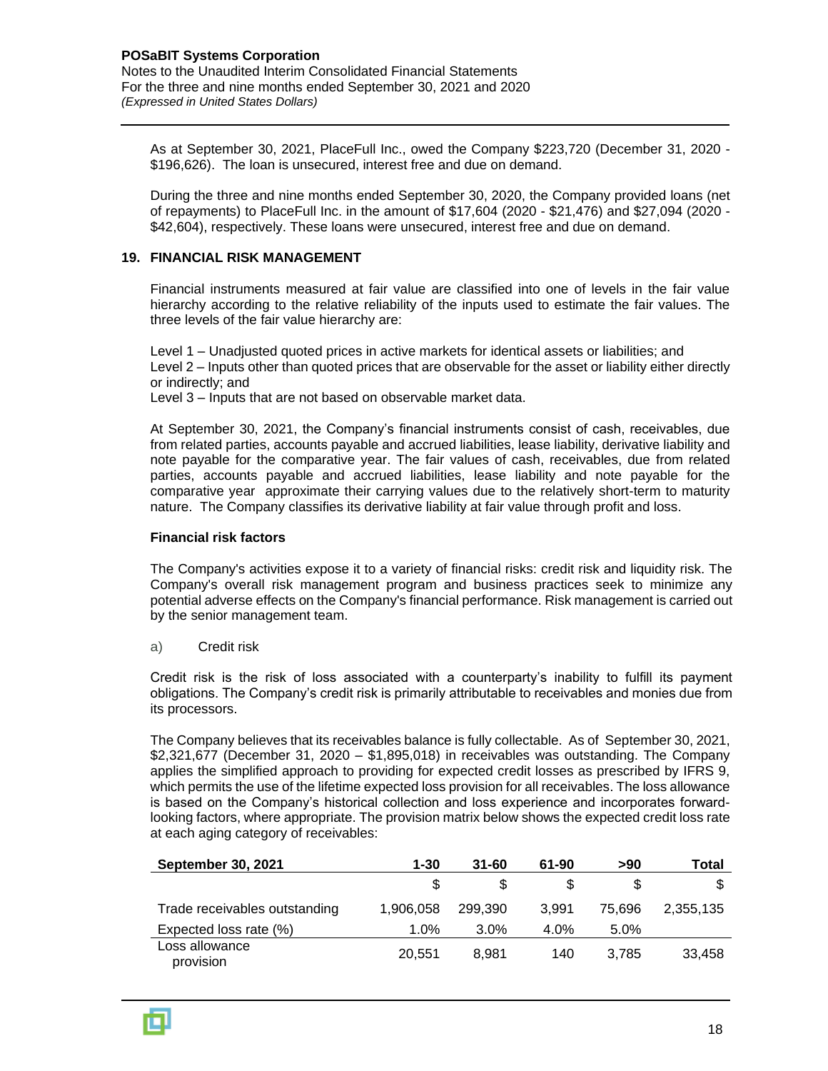As at September 30, 2021, PlaceFull Inc., owed the Company $223,720 (December 31, 2020 - $196,626). The loan is unsecured, interest free and due on demand.

During the three and nine months ended September 30, 2020, the Company provided loans (net of repayments) to PlaceFull Inc. in the amount of $17,604 (2020 - $21,476) and $27,094 (2020 - $42,604), respectively. These loans were unsecured, interest free and due on demand.

## 19. FINANCIAL RISK MANAGEMENT

Financial instruments measured at fair value are classified into one of levels in the fair value hierarchy according to the relative reliability of the inputs used to estimate the fair values. The three levels of the fair value hierarchy are:

Level 1 – Unadjusted quoted prices in active markets for identical assets or liabilities; and
Level 2 – Inputs other than quoted prices that are observable for the asset or liability either directly or indirectly; and
Level 3 – Inputs that are not based on observable market data.

At September 30, 2021, the Company's financial instruments consist of cash, receivables, due from related parties, accounts payable and accrued liabilities, lease liability, derivative liability and note payable for the comparative year. The fair values of cash, receivables, due from related parties, accounts payable and accrued liabilities, lease liability and note payable for the comparative year approximate their carrying values due to the relatively short-term to maturity nature. The Company classifies its derivative liability at fair value through profit and loss.

### Financial risk factors

The Company's activities expose it to a variety of financial risks: credit risk and liquidity risk. The Company's overall risk management program and business practices seek to minimize any potential adverse effects on the Company's financial performance. Risk management is carried out by the senior management team.

a) Credit risk

Credit risk is the risk of loss associated with a counterparty's inability to fulfill its payment obligations. The Company's credit risk is primarily attributable to receivables and monies due from its processors.

The Company believes that its receivables balance is fully collectable. As of September 30, 2021, $2,321,677 (December 31, 2020 – $1,895,018) in receivables was outstanding. The Company applies the simplified approach to providing for expected credit losses as prescribed by IFRS 9, which permits the use of the lifetime expected loss provision for all receivables. The loss allowance is based on the Company's historical collection and loss experience and incorporates forward-looking factors, where appropriate. The provision matrix below shows the expected credit loss rate at each aging category of receivables:

| September 30, 2021 | 1-30 | 31-60 | 61-90 | >90 | Total |
|---|---|---|---|---|---|
| | $ | $ | $ | $ | $ |
| Trade receivables outstanding | 1,906,058 | 299,390 | 3,991 | 75,696 | 2,355,135 |
| Expected loss rate (%) | 1.0% | 3.0% | 4.0% | 5.0% | |
| Loss allowance provision | 20,551 | 8,981 | 140 | 3,785 | 33,458 |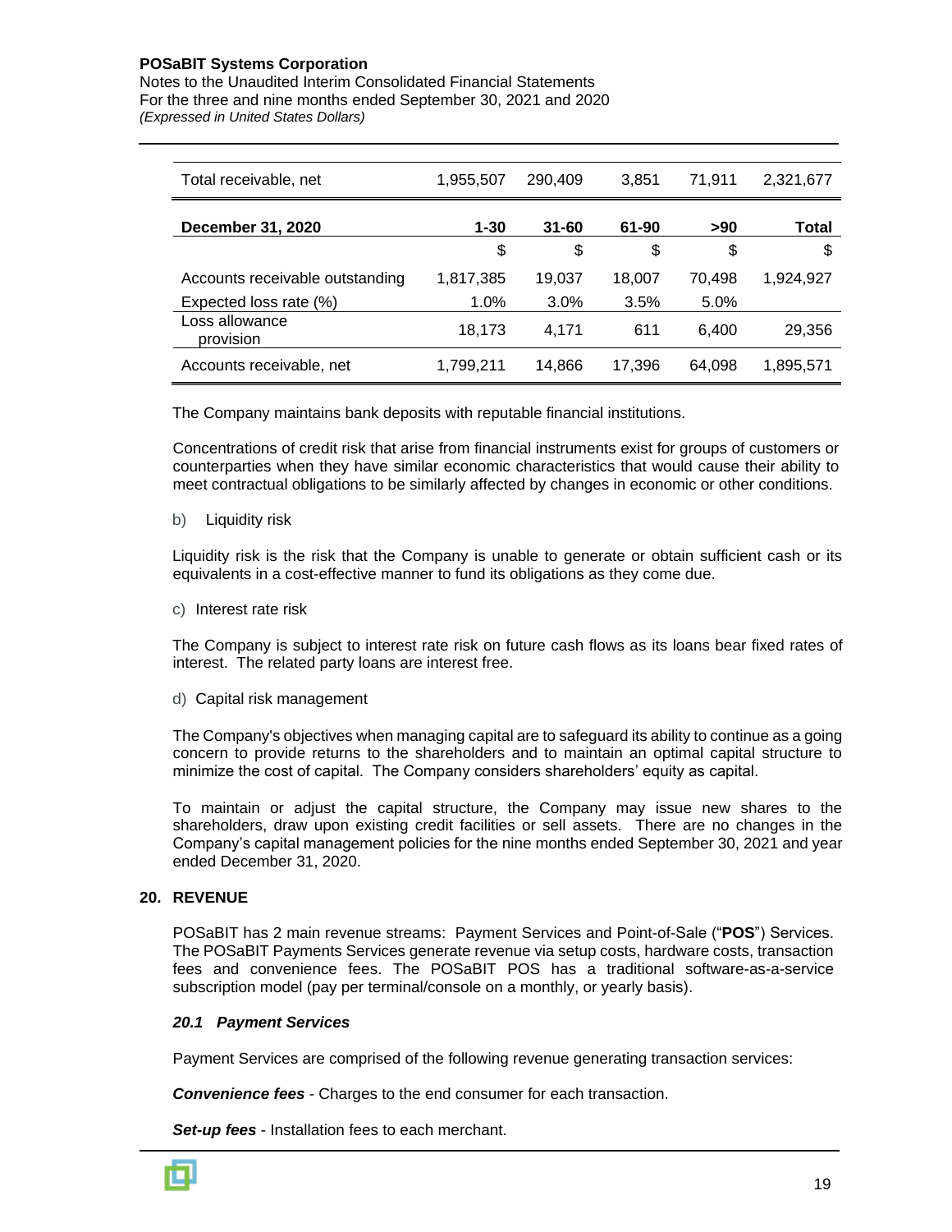| Total receivable, net | 1,955,507 | 290,409 | 3,851 | 71,911 | 2,321,677 |
|---|---|---|---|---|---|

| **December 31, 2020** | **1-30** | **31-60** | **61-90** | **>90** | **Total** |
|---|---|---|---|---|---|
| | $ | $ | $ | $ | $ |
| Accounts receivable outstanding | 1,817,385 | 19,037 | 18,007 | 70,498 | 1,924,927 |
| Expected loss rate (%) | 1.0% | 3.0% | 3.5% | 5.0% | |
| Loss allowance provision | 18,173 | 4,171 | 611 | 6,400 | 29,356 |
| Accounts receivable, net | 1,799,211 | 14,866 | 17,396 | 64,098 | 1,895,571 |

The Company maintains bank deposits with reputable financial institutions.

Concentrations of credit risk that arise from financial instruments exist for groups of customers or counterparties when they have similar economic characteristics that would cause their ability to meet contractual obligations to be similarly affected by changes in economic or other conditions.

b) Liquidity risk

Liquidity risk is the risk that the Company is unable to generate or obtain sufficient cash or its equivalents in a cost-effective manner to fund its obligations as they come due.

c) Interest rate risk

The Company is subject to interest rate risk on future cash flows as its loans bear fixed rates of interest. The related party loans are interest free.

d) Capital risk management

The Company's objectives when managing capital are to safeguard its ability to continue as a going concern to provide returns to the shareholders and to maintain an optimal capital structure to minimize the cost of capital. The Company considers shareholders' equity as capital.

To maintain or adjust the capital structure, the Company may issue new shares to the shareholders, draw upon existing credit facilities or sell assets. There are no changes in the Company's capital management policies for the nine months ended September 30, 2021 and year ended December 31, 2020.

## 20. REVENUE

POSaBIT has 2 main revenue streams: Payment Services and Point-of-Sale ("**POS**") Services. The POSaBIT Payments Services generate revenue via setup costs, hardware costs, transaction fees and convenience fees. The POSaBIT POS has a traditional software-as-a-service subscription model (pay per terminal/console on a monthly, or yearly basis).

### *20.1 Payment Services*

Payment Services are comprised of the following revenue generating transaction services:

***Convenience fees*** - Charges to the end consumer for each transaction.

***Set-up fees*** - Installation fees to each merchant.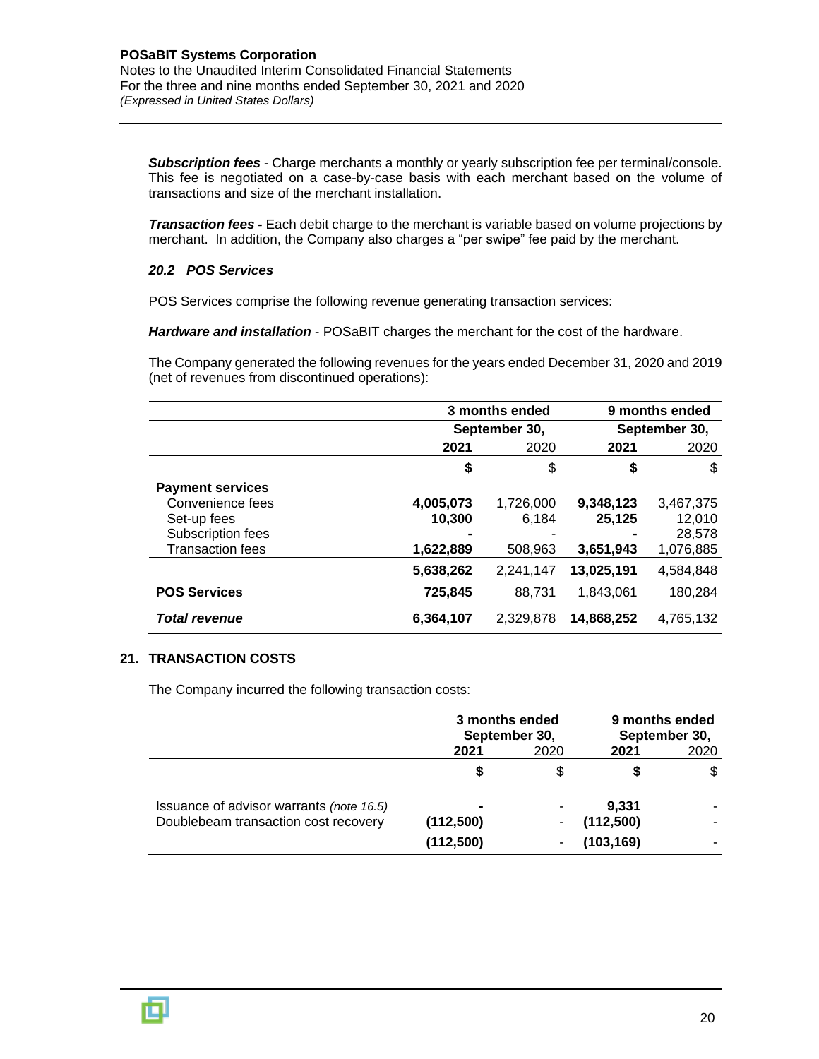***Subscription fees*** - Charge merchants a monthly or yearly subscription fee per terminal/console. This fee is negotiated on a case-by-case basis with each merchant based on the volume of transactions and size of the merchant installation.

***Transaction fees -*** Each debit charge to the merchant is variable based on volume projections by merchant. In addition, the Company also charges a "per swipe" fee paid by the merchant.

### *20.2 POS Services*

POS Services comprise the following revenue generating transaction services:

***Hardware and installation*** - POSaBIT charges the merchant for the cost of the hardware.

The Company generated the following revenues for the years ended December 31, 2020 and 2019 (net of revenues from discontinued operations):

| | 3 months ended | | 9 months ended | |
|---|---|---|---|---|
| | September 30, | | September 30, | |
| | **2021** | 2020 | **2021** | 2020 |
| | **$** | $ | **$** | $ |
| **Payment services** | | | | |
| Convenience fees | **4,005,073** | 1,726,000 | **9,348,123** | 3,467,375 |
| Set-up fees | **10,300** | 6,184 | **25,125** | 12,010 |
| Subscription fees | **-** | - | **-** | 28,578 |
| Transaction fees | **1,622,889** | 508,963 | **3,651,943** | 1,076,885 |
| | **5,638,262** | 2,241,147 | **13,025,191** | 4,584,848 |
| **POS Services** | **725,845** | 88,731 | 1,843,061 | 180,284 |
| ***Total revenue*** | **6,364,107** | 2,329,878 | **14,868,252** | 4,765,132 |

## 21. TRANSACTION COSTS

The Company incurred the following transaction costs:

| | 3 months ended September 30, | | 9 months ended September 30, | |
|---|---|---|---|---|
| | **2021** | 2020 | **2021** | 2020 |
| | **$** | $ | **$** | $ |
| Issuance of advisor warrants *(note 16.5)* | **-** | - | **9,331** | - |
| Doublebeam transaction cost recovery | **(112,500)** | - | **(112,500)** | - |
| | **(112,500)** | - | **(103,169)** | - |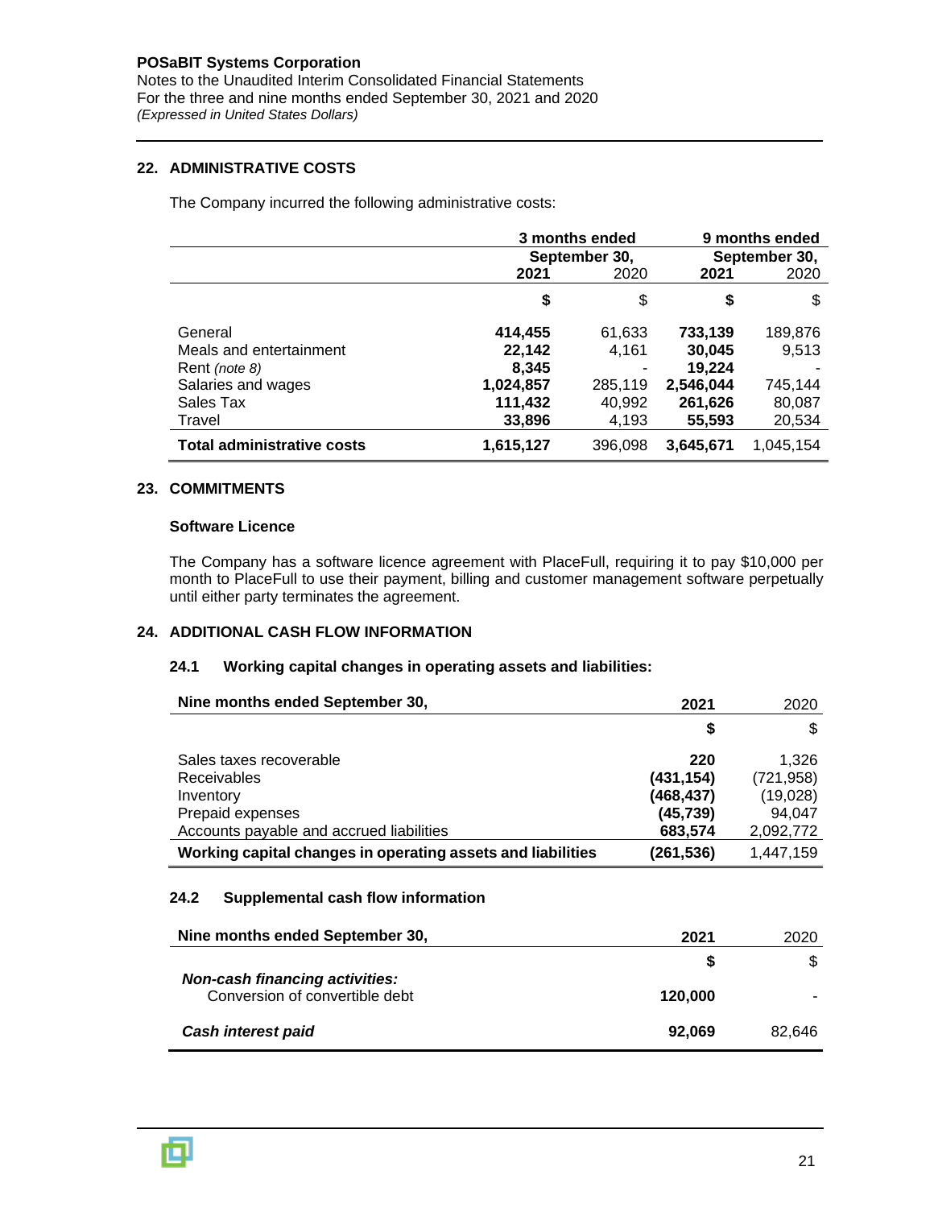## 22. ADMINISTRATIVE COSTS

The Company incurred the following administrative costs:

| | 3 months ended September 30, | | 9 months ended September 30, | |
|---|---|---|---|---|
| | **2021** | 2020 | **2021** | 2020 |
| | **$** | $ | **$** | $ |
| General | **414,455** | 61,633 | **733,139** | 189,876 |
| Meals and entertainment | **22,142** | 4,161 | **30,045** | 9,513 |
| Rent *(note 8)* | **8,345** | - | **19,224** | - |
| Salaries and wages | **1,024,857** | 285,119 | **2,546,044** | 745,144 |
| Sales Tax | **111,432** | 40,992 | **261,626** | 80,087 |
| Travel | **33,896** | 4,193 | **55,593** | 20,534 |
| **Total administrative costs** | **1,615,127** | 396,098 | **3,645,671** | 1,045,154 |

## 23. COMMITMENTS

### Software Licence

The Company has a software licence agreement with PlaceFull, requiring it to pay $10,000 per month to PlaceFull to use their payment, billing and customer management software perpetually until either party terminates the agreement.

## 24. ADDITIONAL CASH FLOW INFORMATION

### 24.1 Working capital changes in operating assets and liabilities:

| **Nine months ended September 30,** | **2021** | 2020 |
|---|---|---|
| | **$** | $ |
| Sales taxes recoverable | **220** | 1,326 |
| Receivables | **(431,154)** | (721,958) |
| Inventory | **(468,437)** | (19,028) |
| Prepaid expenses | **(45,739)** | 94,047 |
| Accounts payable and accrued liabilities | **683,574** | 2,092,772 |
| **Working capital changes in operating assets and liabilities** | **(261,536)** | 1,447,159 |

### 24.2 Supplemental cash flow information

| **Nine months ended September 30,** | **2021** | 2020 |
|---|---|---|
| | **$** | $ |
| ***Non-cash financing activities:*** | | |
| Conversion of convertible debt | **120,000** | - |
| ***Cash interest paid*** | **92,069** | 82,646 |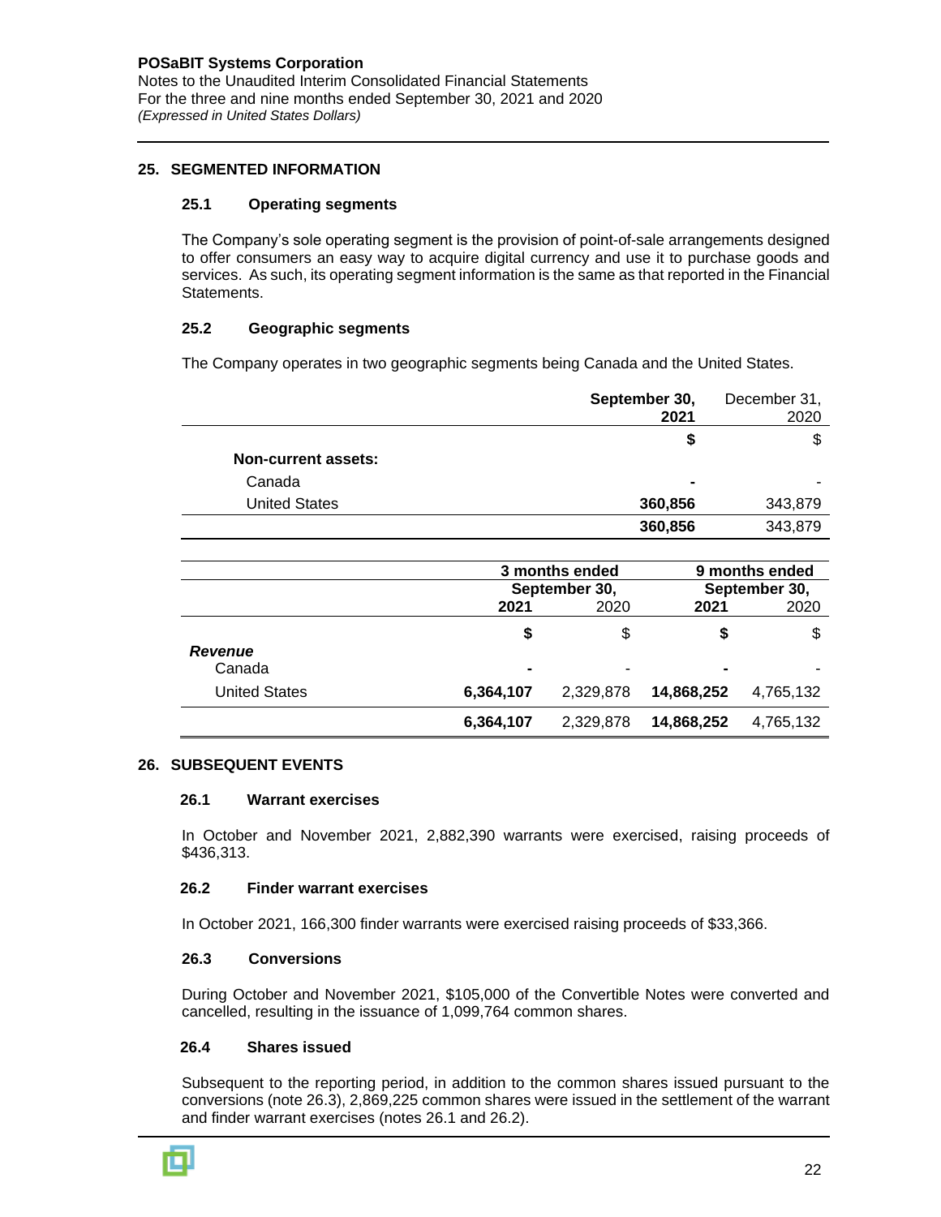## 25. SEGMENTED INFORMATION

### 25.1 Operating segments

The Company's sole operating segment is the provision of point-of-sale arrangements designed to offer consumers an easy way to acquire digital currency and use it to purchase goods and services. As such, its operating segment information is the same as that reported in the Financial Statements.

### 25.2 Geographic segments

The Company operates in two geographic segments being Canada and the United States.

| | **September 30, 2021** | December 31, 2020 |
|---|---|---|
| | **$** | $ |
| **Non-current assets:** | | |
| Canada | **-** | - |
| United States | **360,856** | 343,879 |
| | **360,856** | 343,879 |

| | **3 months ended September 30,** | | **9 months ended September 30,** | |
|---|---|---|---|---|
| | **2021** | 2020 | **2021** | 2020 |
| | **$** | $ | **$** | $ |
| ***Revenue*** | | | | |
| Canada | **-** | - | **-** | - |
| United States | **6,364,107** | 2,329,878 | **14,868,252** | 4,765,132 |
| | **6,364,107** | 2,329,878 | **14,868,252** | 4,765,132 |

## 26. SUBSEQUENT EVENTS

### 26.1 Warrant exercises

In October and November 2021, 2,882,390 warrants were exercised, raising proceeds of $436,313.

### 26.2 Finder warrant exercises

In October 2021, 166,300 finder warrants were exercised raising proceeds of $33,366.

### 26.3 Conversions

During October and November 2021, $105,000 of the Convertible Notes were converted and cancelled, resulting in the issuance of 1,099,764 common shares.

### 26.4 Shares issued

Subsequent to the reporting period, in addition to the common shares issued pursuant to the conversions (note 26.3), 2,869,225 common shares were issued in the settlement of the warrant and finder warrant exercises (notes 26.1 and 26.2).